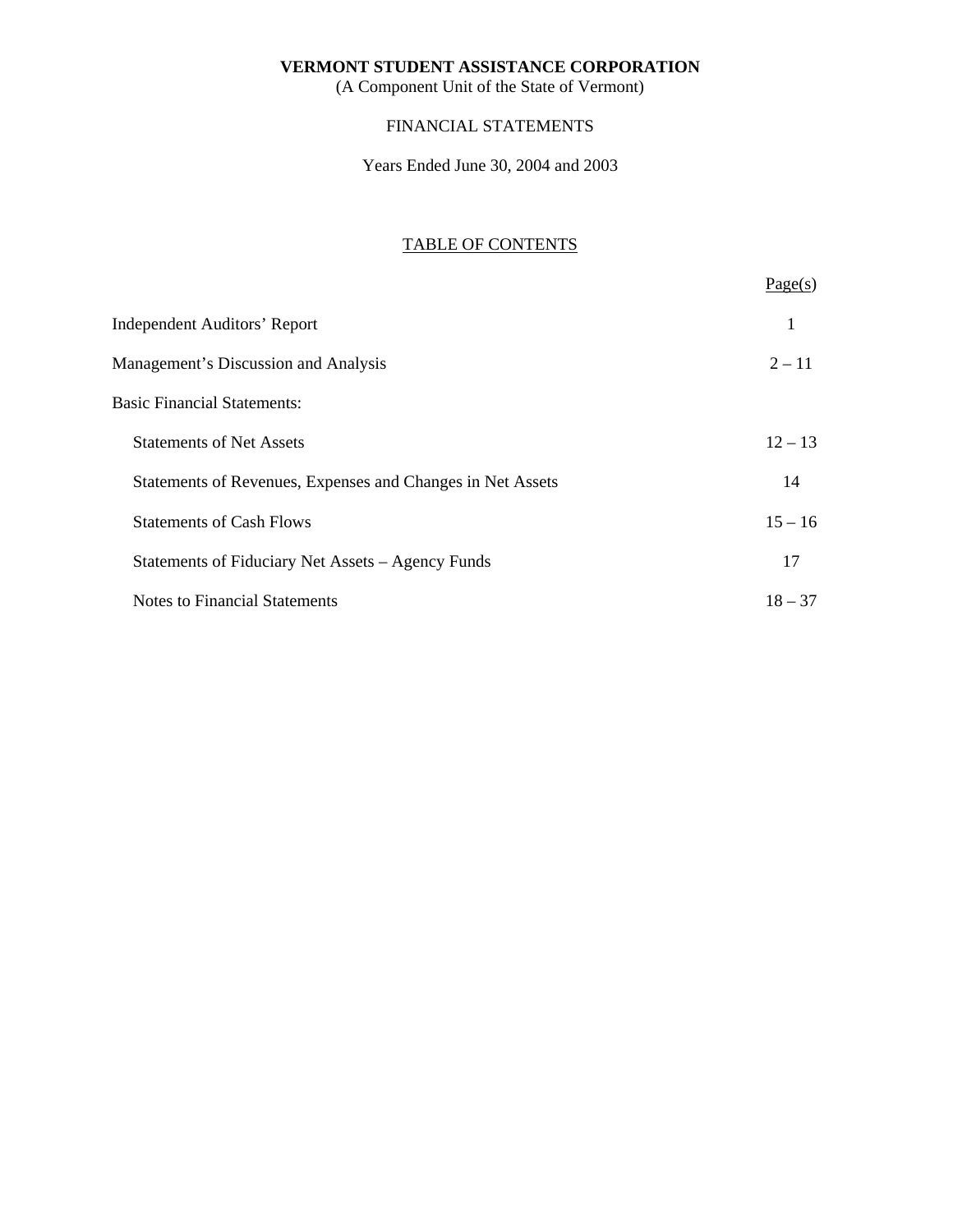**VERMONT STUDENT ASSISTANCE CORPORATION**
(A Component Unit of the State of Vermont)

FINANCIAL STATEMENTS

Years Ended June 30, 2004 and 2003

TABLE OF CONTENTS

| | Page(s) |
|---|---|
| Independent Auditors' Report | 1 |
| Management's Discussion and Analysis | 2 – 11 |
| Basic Financial Statements: | |
| Statements of Net Assets | 12 – 13 |
| Statements of Revenues, Expenses and Changes in Net Assets | 14 |
| Statements of Cash Flows | 15 – 16 |
| Statements of Fiduciary Net Assets – Agency Funds | 17 |
| Notes to Financial Statements | 18 – 37 |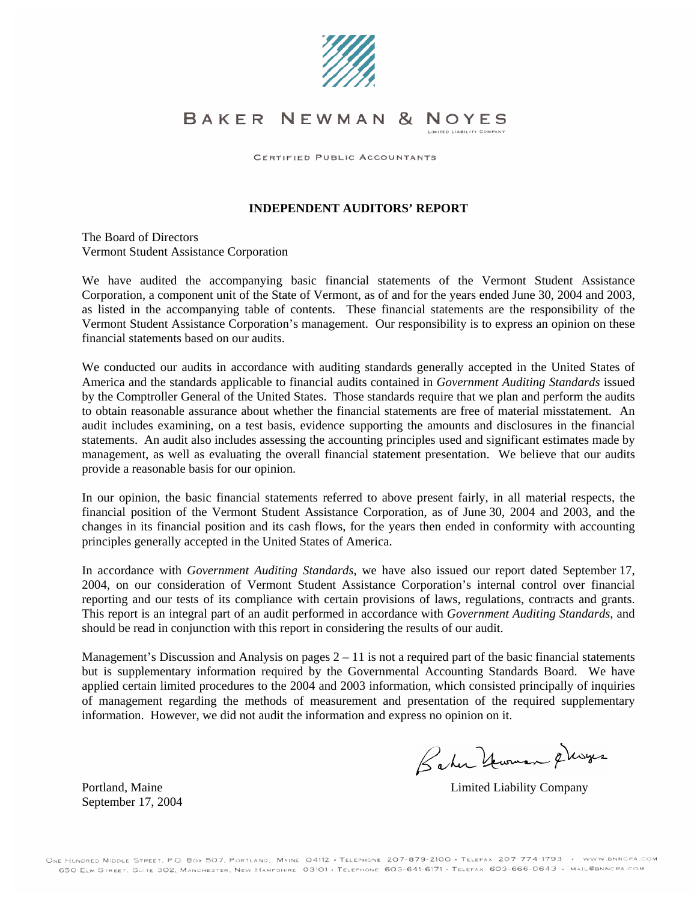BAKER NEWMAN & NOYES

LIMITED LIABILITY COMPANY

CERTIFIED PUBLIC ACCOUNTANTS

## INDEPENDENT AUDITORS' REPORT

The Board of Directors
Vermont Student Assistance Corporation

We have audited the accompanying basic financial statements of the Vermont Student Assistance Corporation, a component unit of the State of Vermont, as of and for the years ended June 30, 2004 and 2003, as listed in the accompanying table of contents. These financial statements are the responsibility of the Vermont Student Assistance Corporation's management. Our responsibility is to express an opinion on these financial statements based on our audits.

We conducted our audits in accordance with auditing standards generally accepted in the United States of America and the standards applicable to financial audits contained in *Government Auditing Standards* issued by the Comptroller General of the United States. Those standards require that we plan and perform the audits to obtain reasonable assurance about whether the financial statements are free of material misstatement. An audit includes examining, on a test basis, evidence supporting the amounts and disclosures in the financial statements. An audit also includes assessing the accounting principles used and significant estimates made by management, as well as evaluating the overall financial statement presentation. We believe that our audits provide a reasonable basis for our opinion.

In our opinion, the basic financial statements referred to above present fairly, in all material respects, the financial position of the Vermont Student Assistance Corporation, as of June 30, 2004 and 2003, and the changes in its financial position and its cash flows, for the years then ended in conformity with accounting principles generally accepted in the United States of America.

In accordance with *Government Auditing Standards*, we have also issued our report dated September 17, 2004, on our consideration of Vermont Student Assistance Corporation's internal control over financial reporting and our tests of its compliance with certain provisions of laws, regulations, contracts and grants. This report is an integral part of an audit performed in accordance with *Government Auditing Standards*, and should be read in conjunction with this report in considering the results of our audit.

Management's Discussion and Analysis on pages 2 – 11 is not a required part of the basic financial statements but is supplementary information required by the Governmental Accounting Standards Board. We have applied certain limited procedures to the 2004 and 2003 information, which consisted principally of inquiries of management regarding the methods of measurement and presentation of the required supplementary information. However, we did not audit the information and express no opinion on it.

Baker Newman & Noyes
Limited Liability Company

Portland, Maine
September 17, 2004

One Hundred Middle Street, P.O. Box 507, Portland, Maine 04112 • Telephone 207-879-2100 • Telefax 207-774-1793 • www.bnncpa.com
650 Elm Street, Suite 302, Manchester, New Hampshire 03101 • Telephone 603-641-6171 • Telefax 603-666-0643 • mail@bnncpa.com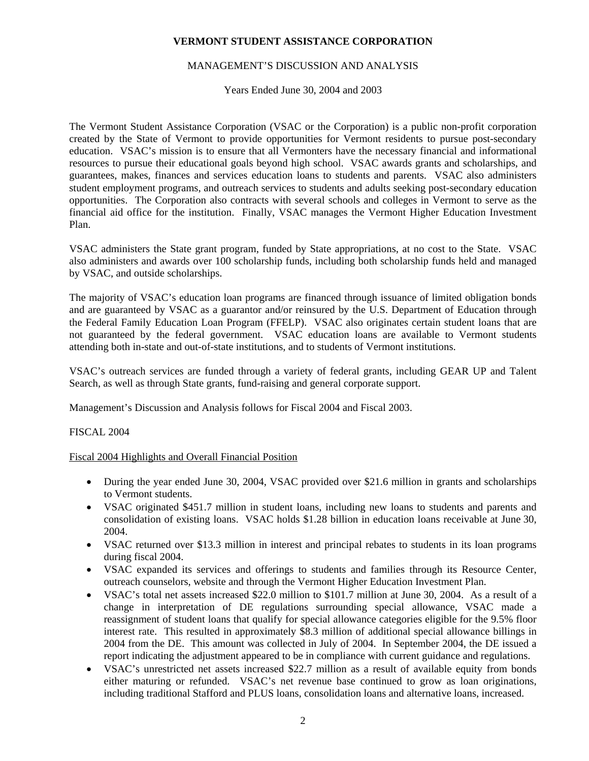**VERMONT STUDENT ASSISTANCE CORPORATION**

MANAGEMENT'S DISCUSSION AND ANALYSIS

Years Ended June 30, 2004 and 2003

The Vermont Student Assistance Corporation (VSAC or the Corporation) is a public non-profit corporation created by the State of Vermont to provide opportunities for Vermont residents to pursue post-secondary education. VSAC's mission is to ensure that all Vermonters have the necessary financial and informational resources to pursue their educational goals beyond high school. VSAC awards grants and scholarships, and guarantees, makes, finances and services education loans to students and parents. VSAC also administers student employment programs, and outreach services to students and adults seeking post-secondary education opportunities. The Corporation also contracts with several schools and colleges in Vermont to serve as the financial aid office for the institution. Finally, VSAC manages the Vermont Higher Education Investment Plan.

VSAC administers the State grant program, funded by State appropriations, at no cost to the State. VSAC also administers and awards over 100 scholarship funds, including both scholarship funds held and managed by VSAC, and outside scholarships.

The majority of VSAC's education loan programs are financed through issuance of limited obligation bonds and are guaranteed by VSAC as a guarantor and/or reinsured by the U.S. Department of Education through the Federal Family Education Loan Program (FFELP). VSAC also originates certain student loans that are not guaranteed by the federal government. VSAC education loans are available to Vermont students attending both in-state and out-of-state institutions, and to students of Vermont institutions.

VSAC's outreach services are funded through a variety of federal grants, including GEAR UP and Talent Search, as well as through State grants, fund-raising and general corporate support.

Management's Discussion and Analysis follows for Fiscal 2004 and Fiscal 2003.

FISCAL 2004

Fiscal 2004 Highlights and Overall Financial Position

- During the year ended June 30, 2004, VSAC provided over $21.6 million in grants and scholarships to Vermont students.
- VSAC originated $451.7 million in student loans, including new loans to students and parents and consolidation of existing loans. VSAC holds $1.28 billion in education loans receivable at June 30, 2004.
- VSAC returned over $13.3 million in interest and principal rebates to students in its loan programs during fiscal 2004.
- VSAC expanded its services and offerings to students and families through its Resource Center, outreach counselors, website and through the Vermont Higher Education Investment Plan.
- VSAC's total net assets increased $22.0 million to $101.7 million at June 30, 2004. As a result of a change in interpretation of DE regulations surrounding special allowance, VSAC made a reassignment of student loans that qualify for special allowance categories eligible for the 9.5% floor interest rate. This resulted in approximately $8.3 million of additional special allowance billings in 2004 from the DE. This amount was collected in July of 2004. In September 2004, the DE issued a report indicating the adjustment appeared to be in compliance with current guidance and regulations.
- VSAC's unrestricted net assets increased $22.7 million as a result of available equity from bonds either maturing or refunded. VSAC's net revenue base continued to grow as loan originations, including traditional Stafford and PLUS loans, consolidation loans and alternative loans, increased.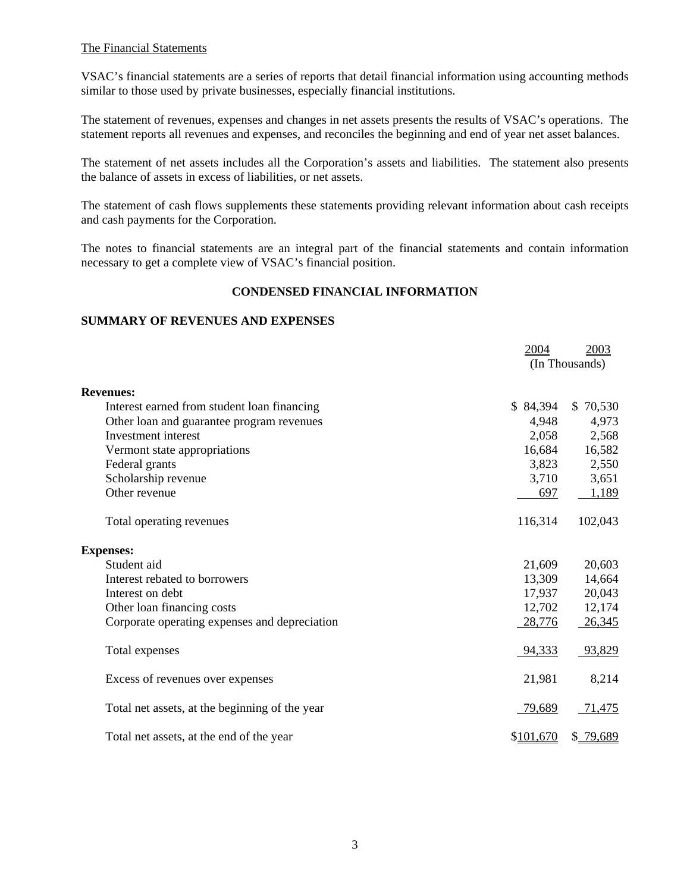The Financial Statements

VSAC's financial statements are a series of reports that detail financial information using accounting methods similar to those used by private businesses, especially financial institutions.

The statement of revenues, expenses and changes in net assets presents the results of VSAC's operations. The statement reports all revenues and expenses, and reconciles the beginning and end of year net asset balances.

The statement of net assets includes all the Corporation's assets and liabilities. The statement also presents the balance of assets in excess of liabilities, or net assets.

The statement of cash flows supplements these statements providing relevant information about cash receipts and cash payments for the Corporation.

The notes to financial statements are an integral part of the financial statements and contain information necessary to get a complete view of VSAC's financial position.

## CONDENSED FINANCIAL INFORMATION

### SUMMARY OF REVENUES AND EXPENSES

| | 2004 | 2003 |
|---|---|---|
| | (In Thousands) | |
| **Revenues:** | | |
| Interest earned from student loan financing | $ 84,394 | $ 70,530 |
| Other loan and guarantee program revenues | 4,948 | 4,973 |
| Investment interest | 2,058 | 2,568 |
| Vermont state appropriations | 16,684 | 16,582 |
| Federal grants | 3,823 | 2,550 |
| Scholarship revenue | 3,710 | 3,651 |
| Other revenue | 697 | 1,189 |
| Total operating revenues | 116,314 | 102,043 |
| **Expenses:** | | |
| Student aid | 21,609 | 20,603 |
| Interest rebated to borrowers | 13,309 | 14,664 |
| Interest on debt | 17,937 | 20,043 |
| Other loan financing costs | 12,702 | 12,174 |
| Corporate operating expenses and depreciation | 28,776 | 26,345 |
| Total expenses | 94,333 | 93,829 |
| Excess of revenues over expenses | 21,981 | 8,214 |
| Total net assets, at the beginning of the year | 79,689 | 71,475 |
| Total net assets, at the end of the year | $101,670 | $ 79,689 |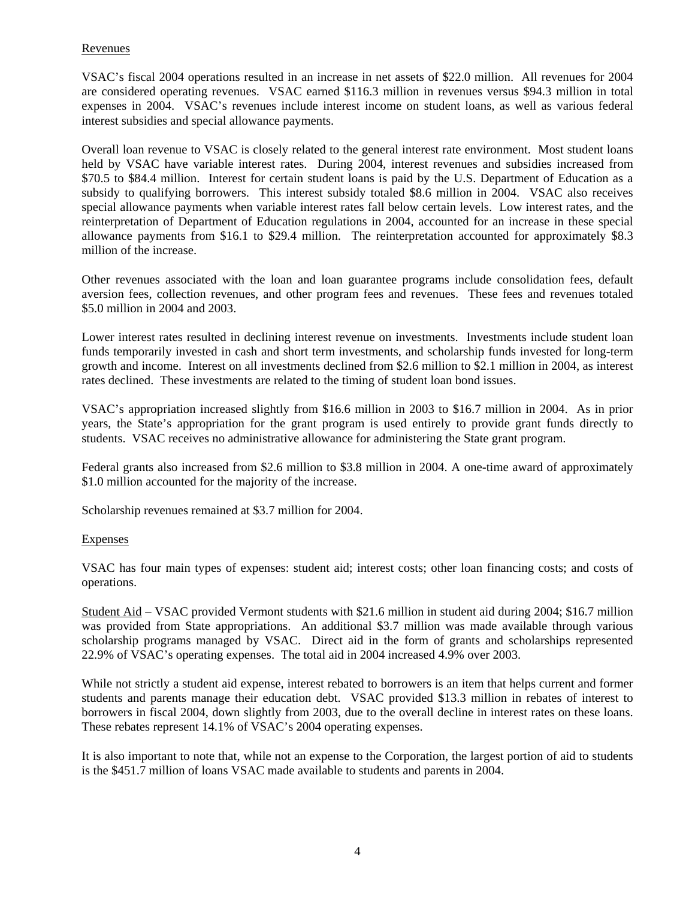Revenues

VSAC's fiscal 2004 operations resulted in an increase in net assets of $22.0 million. All revenues for 2004 are considered operating revenues. VSAC earned $116.3 million in revenues versus $94.3 million in total expenses in 2004. VSAC's revenues include interest income on student loans, as well as various federal interest subsidies and special allowance payments.

Overall loan revenue to VSAC is closely related to the general interest rate environment. Most student loans held by VSAC have variable interest rates. During 2004, interest revenues and subsidies increased from $70.5 to $84.4 million. Interest for certain student loans is paid by the U.S. Department of Education as a subsidy to qualifying borrowers. This interest subsidy totaled $8.6 million in 2004. VSAC also receives special allowance payments when variable interest rates fall below certain levels. Low interest rates, and the reinterpretation of Department of Education regulations in 2004, accounted for an increase in these special allowance payments from $16.1 to $29.4 million. The reinterpretation accounted for approximately $8.3 million of the increase.

Other revenues associated with the loan and loan guarantee programs include consolidation fees, default aversion fees, collection revenues, and other program fees and revenues. These fees and revenues totaled $5.0 million in 2004 and 2003.

Lower interest rates resulted in declining interest revenue on investments. Investments include student loan funds temporarily invested in cash and short term investments, and scholarship funds invested for long-term growth and income. Interest on all investments declined from $2.6 million to $2.1 million in 2004, as interest rates declined. These investments are related to the timing of student loan bond issues.

VSAC's appropriation increased slightly from $16.6 million in 2003 to $16.7 million in 2004. As in prior years, the State's appropriation for the grant program is used entirely to provide grant funds directly to students. VSAC receives no administrative allowance for administering the State grant program.

Federal grants also increased from $2.6 million to $3.8 million in 2004. A one-time award of approximately $1.0 million accounted for the majority of the increase.

Scholarship revenues remained at $3.7 million for 2004.

Expenses

VSAC has four main types of expenses: student aid; interest costs; other loan financing costs; and costs of operations.

Student Aid – VSAC provided Vermont students with $21.6 million in student aid during 2004; $16.7 million was provided from State appropriations. An additional $3.7 million was made available through various scholarship programs managed by VSAC. Direct aid in the form of grants and scholarships represented 22.9% of VSAC's operating expenses. The total aid in 2004 increased 4.9% over 2003.

While not strictly a student aid expense, interest rebated to borrowers is an item that helps current and former students and parents manage their education debt. VSAC provided $13.3 million in rebates of interest to borrowers in fiscal 2004, down slightly from 2003, due to the overall decline in interest rates on these loans. These rebates represent 14.1% of VSAC's 2004 operating expenses.

It is also important to note that, while not an expense to the Corporation, the largest portion of aid to students is the $451.7 million of loans VSAC made available to students and parents in 2004.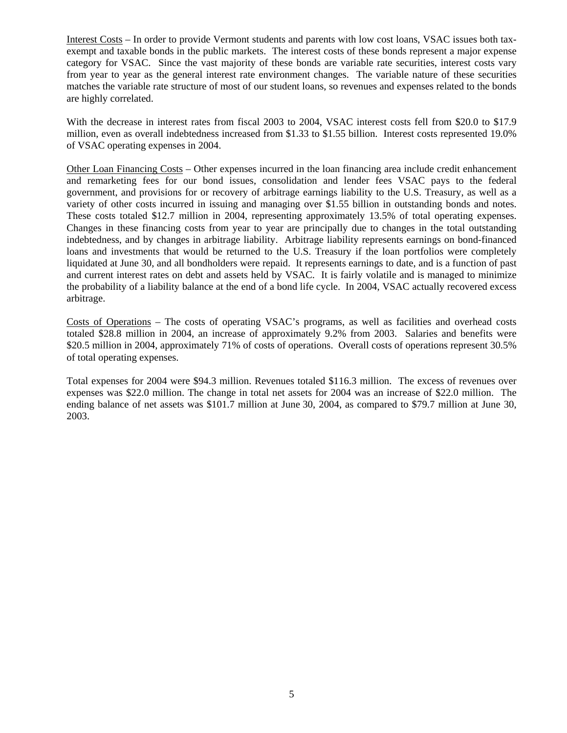Interest Costs – In order to provide Vermont students and parents with low cost loans, VSAC issues both tax-exempt and taxable bonds in the public markets. The interest costs of these bonds represent a major expense category for VSAC. Since the vast majority of these bonds are variable rate securities, interest costs vary from year to year as the general interest rate environment changes. The variable nature of these securities matches the variable rate structure of most of our student loans, so revenues and expenses related to the bonds are highly correlated.

With the decrease in interest rates from fiscal 2003 to 2004, VSAC interest costs fell from \$20.0 to \$17.9 million, even as overall indebtedness increased from \$1.33 to \$1.55 billion. Interest costs represented 19.0% of VSAC operating expenses in 2004.

Other Loan Financing Costs – Other expenses incurred in the loan financing area include credit enhancement and remarketing fees for our bond issues, consolidation and lender fees VSAC pays to the federal government, and provisions for or recovery of arbitrage earnings liability to the U.S. Treasury, as well as a variety of other costs incurred in issuing and managing over \$1.55 billion in outstanding bonds and notes. These costs totaled \$12.7 million in 2004, representing approximately 13.5% of total operating expenses. Changes in these financing costs from year to year are principally due to changes in the total outstanding indebtedness, and by changes in arbitrage liability. Arbitrage liability represents earnings on bond-financed loans and investments that would be returned to the U.S. Treasury if the loan portfolios were completely liquidated at June 30, and all bondholders were repaid. It represents earnings to date, and is a function of past and current interest rates on debt and assets held by VSAC. It is fairly volatile and is managed to minimize the probability of a liability balance at the end of a bond life cycle. In 2004, VSAC actually recovered excess arbitrage.

Costs of Operations – The costs of operating VSAC's programs, as well as facilities and overhead costs totaled \$28.8 million in 2004, an increase of approximately 9.2% from 2003. Salaries and benefits were \$20.5 million in 2004, approximately 71% of costs of operations. Overall costs of operations represent 30.5% of total operating expenses.

Total expenses for 2004 were \$94.3 million. Revenues totaled \$116.3 million. The excess of revenues over expenses was \$22.0 million. The change in total net assets for 2004 was an increase of \$22.0 million. The ending balance of net assets was \$101.7 million at June 30, 2004, as compared to \$79.7 million at June 30, 2003.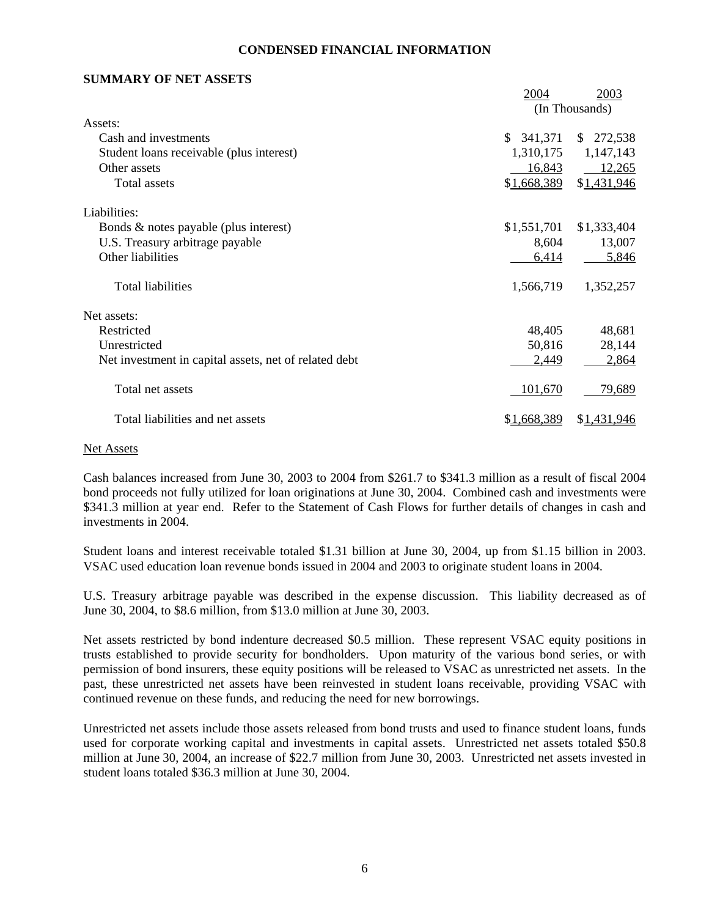# CONDENSED FINANCIAL INFORMATION

## SUMMARY OF NET ASSETS

| | 2004 | 2003 |
|---|---|---|
| | (In Thousands) | |
| Assets: | | |
| Cash and investments | $ 341,371 | $ 272,538 |
| Student loans receivable (plus interest) | 1,310,175 | 1,147,143 |
| Other assets | 16,843 | 12,265 |
| Total assets | $1,668,389 | $1,431,946 |
| Liabilities: | | |
| Bonds & notes payable (plus interest) | $1,551,701 | $1,333,404 |
| U.S. Treasury arbitrage payable | 8,604 | 13,007 |
| Other liabilities | 6,414 | 5,846 |
| Total liabilities | 1,566,719 | 1,352,257 |
| Net assets: | | |
| Restricted | 48,405 | 48,681 |
| Unrestricted | 50,816 | 28,144 |
| Net investment in capital assets, net of related debt | 2,449 | 2,864 |
| Total net assets | 101,670 | 79,689 |
| Total liabilities and net assets | $1,668,389 | $1,431,946 |

Net Assets

Cash balances increased from June 30, 2003 to 2004 from $261.7 to $341.3 million as a result of fiscal 2004 bond proceeds not fully utilized for loan originations at June 30, 2004. Combined cash and investments were $341.3 million at year end. Refer to the Statement of Cash Flows for further details of changes in cash and investments in 2004.

Student loans and interest receivable totaled $1.31 billion at June 30, 2004, up from $1.15 billion in 2003. VSAC used education loan revenue bonds issued in 2004 and 2003 to originate student loans in 2004.

U.S. Treasury arbitrage payable was described in the expense discussion. This liability decreased as of June 30, 2004, to $8.6 million, from $13.0 million at June 30, 2003.

Net assets restricted by bond indenture decreased $0.5 million. These represent VSAC equity positions in trusts established to provide security for bondholders. Upon maturity of the various bond series, or with permission of bond insurers, these equity positions will be released to VSAC as unrestricted net assets. In the past, these unrestricted net assets have been reinvested in student loans receivable, providing VSAC with continued revenue on these funds, and reducing the need for new borrowings.

Unrestricted net assets include those assets released from bond trusts and used to finance student loans, funds used for corporate working capital and investments in capital assets. Unrestricted net assets totaled $50.8 million at June 30, 2004, an increase of $22.7 million from June 30, 2003. Unrestricted net assets invested in student loans totaled $36.3 million at June 30, 2004.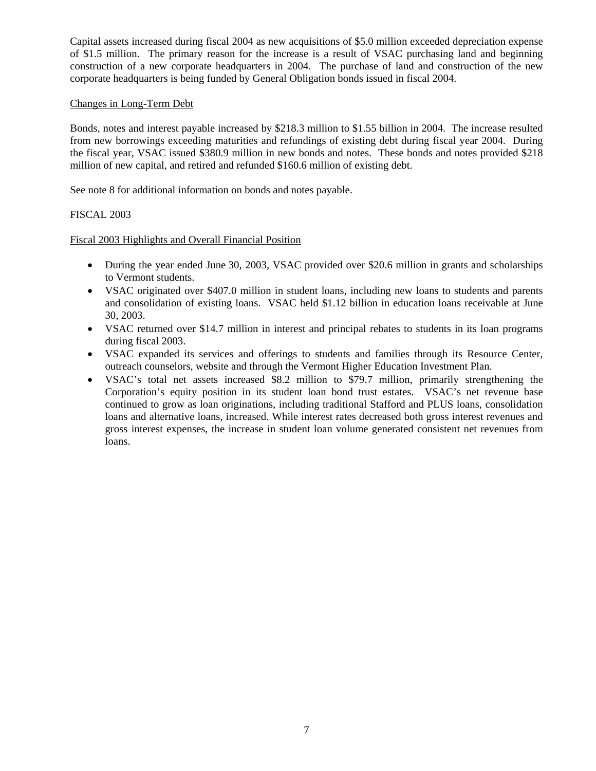Capital assets increased during fiscal 2004 as new acquisitions of $5.0 million exceeded depreciation expense of $1.5 million. The primary reason for the increase is a result of VSAC purchasing land and beginning construction of a new corporate headquarters in 2004. The purchase of land and construction of the new corporate headquarters is being funded by General Obligation bonds issued in fiscal 2004.

Changes in Long-Term Debt

Bonds, notes and interest payable increased by $218.3 million to $1.55 billion in 2004. The increase resulted from new borrowings exceeding maturities and refundings of existing debt during fiscal year 2004. During the fiscal year, VSAC issued $380.9 million in new bonds and notes. These bonds and notes provided $218 million of new capital, and retired and refunded $160.6 million of existing debt.

See note 8 for additional information on bonds and notes payable.

FISCAL 2003

Fiscal 2003 Highlights and Overall Financial Position

- During the year ended June 30, 2003, VSAC provided over $20.6 million in grants and scholarships to Vermont students.
- VSAC originated over $407.0 million in student loans, including new loans to students and parents and consolidation of existing loans. VSAC held $1.12 billion in education loans receivable at June 30, 2003.
- VSAC returned over $14.7 million in interest and principal rebates to students in its loan programs during fiscal 2003.
- VSAC expanded its services and offerings to students and families through its Resource Center, outreach counselors, website and through the Vermont Higher Education Investment Plan.
- VSAC's total net assets increased $8.2 million to $79.7 million, primarily strengthening the Corporation's equity position in its student loan bond trust estates. VSAC's net revenue base continued to grow as loan originations, including traditional Stafford and PLUS loans, consolidation loans and alternative loans, increased. While interest rates decreased both gross interest revenues and gross interest expenses, the increase in student loan volume generated consistent net revenues from loans.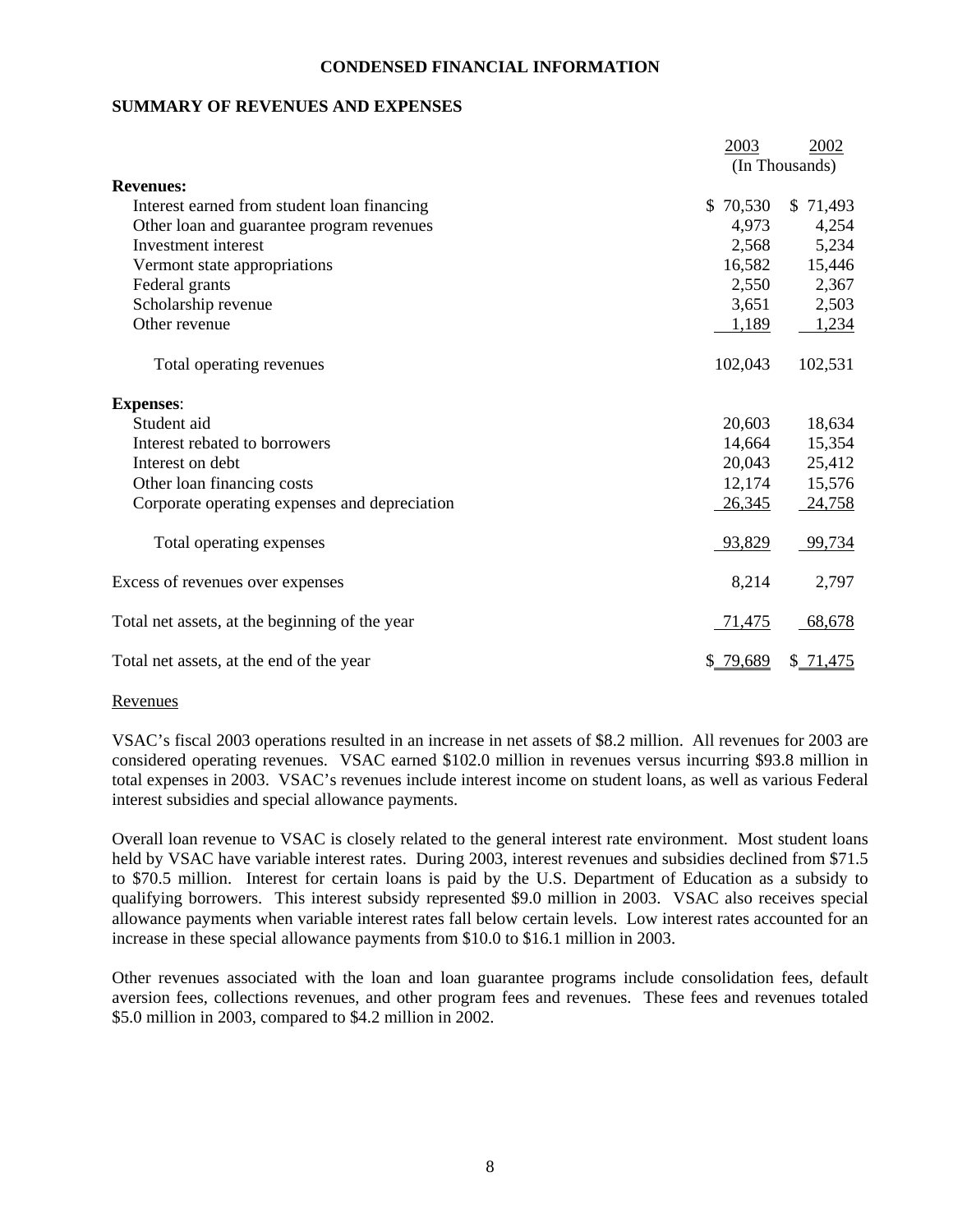# CONDENSED FINANCIAL INFORMATION

## SUMMARY OF REVENUES AND EXPENSES

| | 2003 | 2002 |
|---|---|---|
| | (In Thousands) | |
| **Revenues:** | | |
| Interest earned from student loan financing | $ 70,530 | $ 71,493 |
| Other loan and guarantee program revenues | 4,973 | 4,254 |
| Investment interest | 2,568 | 5,234 |
| Vermont state appropriations | 16,582 | 15,446 |
| Federal grants | 2,550 | 2,367 |
| Scholarship revenue | 3,651 | 2,503 |
| Other revenue | 1,189 | 1,234 |
| Total operating revenues | 102,043 | 102,531 |
| **Expenses**: | | |
| Student aid | 20,603 | 18,634 |
| Interest rebated to borrowers | 14,664 | 15,354 |
| Interest on debt | 20,043 | 25,412 |
| Other loan financing costs | 12,174 | 15,576 |
| Corporate operating expenses and depreciation | 26,345 | 24,758 |
| Total operating expenses | 93,829 | 99,734 |
| Excess of revenues over expenses | 8,214 | 2,797 |
| Total net assets, at the beginning of the year | 71,475 | 68,678 |
| Total net assets, at the end of the year | $ 79,689 | $ 71,475 |

Revenues

VSAC's fiscal 2003 operations resulted in an increase in net assets of $8.2 million. All revenues for 2003 are considered operating revenues. VSAC earned $102.0 million in revenues versus incurring $93.8 million in total expenses in 2003. VSAC's revenues include interest income on student loans, as well as various Federal interest subsidies and special allowance payments.

Overall loan revenue to VSAC is closely related to the general interest rate environment. Most student loans held by VSAC have variable interest rates. During 2003, interest revenues and subsidies declined from $71.5 to $70.5 million. Interest for certain loans is paid by the U.S. Department of Education as a subsidy to qualifying borrowers. This interest subsidy represented $9.0 million in 2003. VSAC also receives special allowance payments when variable interest rates fall below certain levels. Low interest rates accounted for an increase in these special allowance payments from $10.0 to $16.1 million in 2003.

Other revenues associated with the loan and loan guarantee programs include consolidation fees, default aversion fees, collections revenues, and other program fees and revenues. These fees and revenues totaled $5.0 million in 2003, compared to $4.2 million in 2002.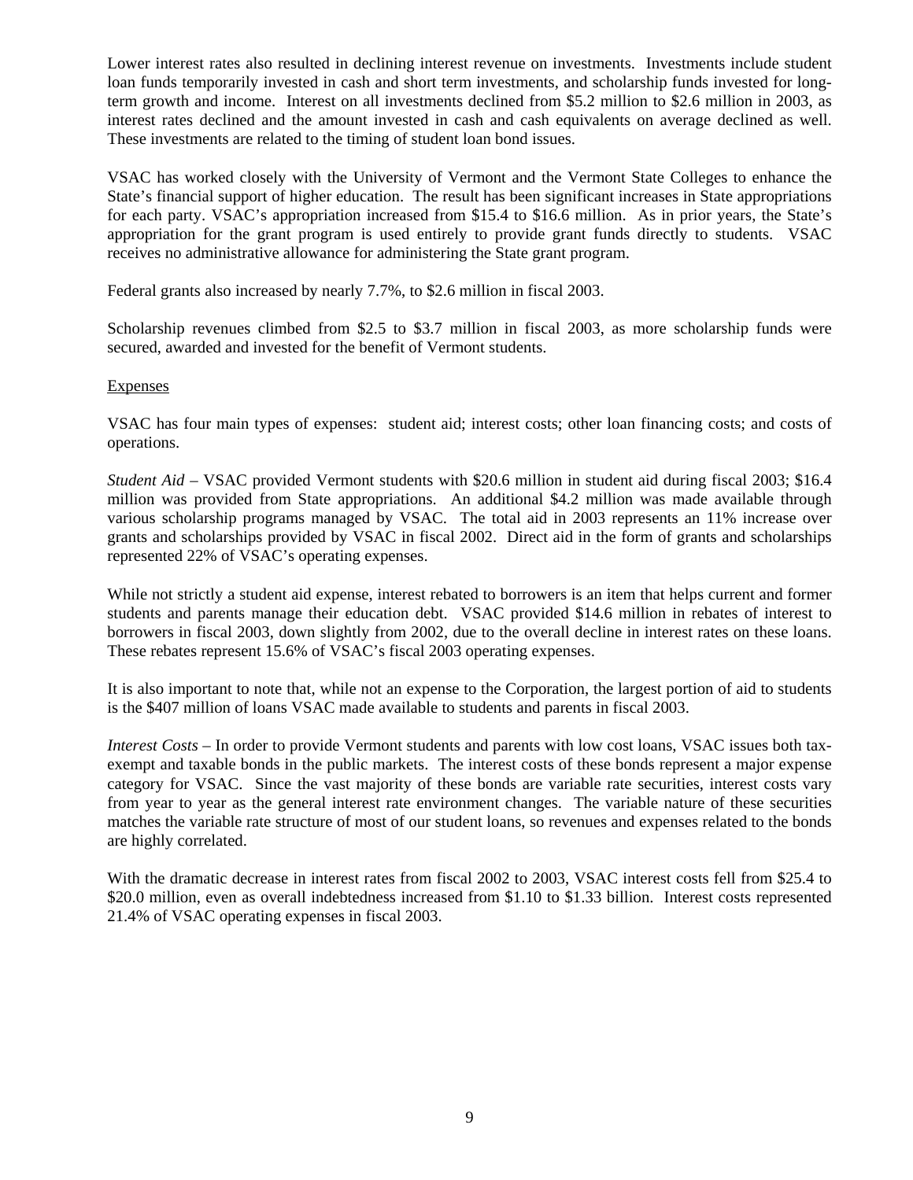Lower interest rates also resulted in declining interest revenue on investments. Investments include student loan funds temporarily invested in cash and short term investments, and scholarship funds invested for long-term growth and income. Interest on all investments declined from $5.2 million to $2.6 million in 2003, as interest rates declined and the amount invested in cash and cash equivalents on average declined as well. These investments are related to the timing of student loan bond issues.

VSAC has worked closely with the University of Vermont and the Vermont State Colleges to enhance the State's financial support of higher education. The result has been significant increases in State appropriations for each party. VSAC's appropriation increased from $15.4 to $16.6 million. As in prior years, the State's appropriation for the grant program is used entirely to provide grant funds directly to students. VSAC receives no administrative allowance for administering the State grant program.

Federal grants also increased by nearly 7.7%, to $2.6 million in fiscal 2003.

Scholarship revenues climbed from $2.5 to $3.7 million in fiscal 2003, as more scholarship funds were secured, awarded and invested for the benefit of Vermont students.

Expenses

VSAC has four main types of expenses: student aid; interest costs; other loan financing costs; and costs of operations.

*Student Aid* – VSAC provided Vermont students with $20.6 million in student aid during fiscal 2003; $16.4 million was provided from State appropriations. An additional $4.2 million was made available through various scholarship programs managed by VSAC. The total aid in 2003 represents an 11% increase over grants and scholarships provided by VSAC in fiscal 2002. Direct aid in the form of grants and scholarships represented 22% of VSAC's operating expenses.

While not strictly a student aid expense, interest rebated to borrowers is an item that helps current and former students and parents manage their education debt. VSAC provided $14.6 million in rebates of interest to borrowers in fiscal 2003, down slightly from 2002, due to the overall decline in interest rates on these loans. These rebates represent 15.6% of VSAC's fiscal 2003 operating expenses.

It is also important to note that, while not an expense to the Corporation, the largest portion of aid to students is the $407 million of loans VSAC made available to students and parents in fiscal 2003.

*Interest Costs* – In order to provide Vermont students and parents with low cost loans, VSAC issues both tax-exempt and taxable bonds in the public markets. The interest costs of these bonds represent a major expense category for VSAC. Since the vast majority of these bonds are variable rate securities, interest costs vary from year to year as the general interest rate environment changes. The variable nature of these securities matches the variable rate structure of most of our student loans, so revenues and expenses related to the bonds are highly correlated.

With the dramatic decrease in interest rates from fiscal 2002 to 2003, VSAC interest costs fell from $25.4 to $20.0 million, even as overall indebtedness increased from $1.10 to $1.33 billion. Interest costs represented 21.4% of VSAC operating expenses in fiscal 2003.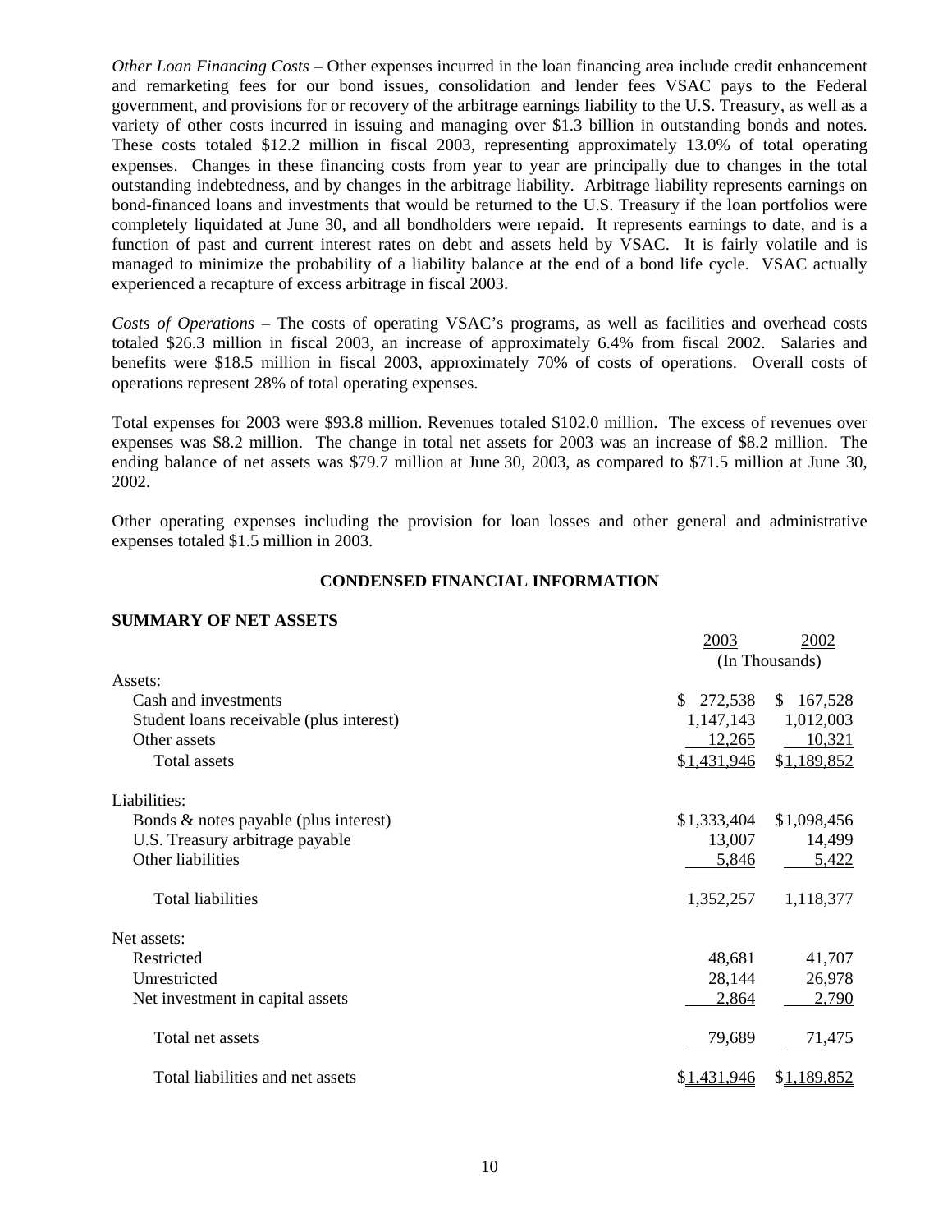*Other Loan Financing Costs* – Other expenses incurred in the loan financing area include credit enhancement and remarketing fees for our bond issues, consolidation and lender fees VSAC pays to the Federal government, and provisions for or recovery of the arbitrage earnings liability to the U.S. Treasury, as well as a variety of other costs incurred in issuing and managing over $1.3 billion in outstanding bonds and notes. These costs totaled $12.2 million in fiscal 2003, representing approximately 13.0% of total operating expenses. Changes in these financing costs from year to year are principally due to changes in the total outstanding indebtedness, and by changes in the arbitrage liability. Arbitrage liability represents earnings on bond-financed loans and investments that would be returned to the U.S. Treasury if the loan portfolios were completely liquidated at June 30, and all bondholders were repaid. It represents earnings to date, and is a function of past and current interest rates on debt and assets held by VSAC. It is fairly volatile and is managed to minimize the probability of a liability balance at the end of a bond life cycle. VSAC actually experienced a recapture of excess arbitrage in fiscal 2003.

*Costs of Operations* – The costs of operating VSAC's programs, as well as facilities and overhead costs totaled $26.3 million in fiscal 2003, an increase of approximately 6.4% from fiscal 2002. Salaries and benefits were $18.5 million in fiscal 2003, approximately 70% of costs of operations. Overall costs of operations represent 28% of total operating expenses.

Total expenses for 2003 were $93.8 million. Revenues totaled $102.0 million. The excess of revenues over expenses was $8.2 million. The change in total net assets for 2003 was an increase of $8.2 million. The ending balance of net assets was $79.7 million at June 30, 2003, as compared to $71.5 million at June 30, 2002.

Other operating expenses including the provision for loan losses and other general and administrative expenses totaled $1.5 million in 2003.

## CONDENSED FINANCIAL INFORMATION

### SUMMARY OF NET ASSETS

| | 2003 | 2002 |
|---|---|---|
| | (In Thousands) | |
| Assets: | | |
| Cash and investments | $ 272,538 | $ 167,528 |
| Student loans receivable (plus interest) | 1,147,143 | 1,012,003 |
| Other assets | 12,265 | 10,321 |
| Total assets | $1,431,946 | $1,189,852 |
| Liabilities: | | |
| Bonds & notes payable (plus interest) | $1,333,404 | $1,098,456 |
| U.S. Treasury arbitrage payable | 13,007 | 14,499 |
| Other liabilities | 5,846 | 5,422 |
| Total liabilities | 1,352,257 | 1,118,377 |
| Net assets: | | |
| Restricted | 48,681 | 41,707 |
| Unrestricted | 28,144 | 26,978 |
| Net investment in capital assets | 2,864 | 2,790 |
| Total net assets | 79,689 | 71,475 |
| Total liabilities and net assets | $1,431,946 | $1,189,852 |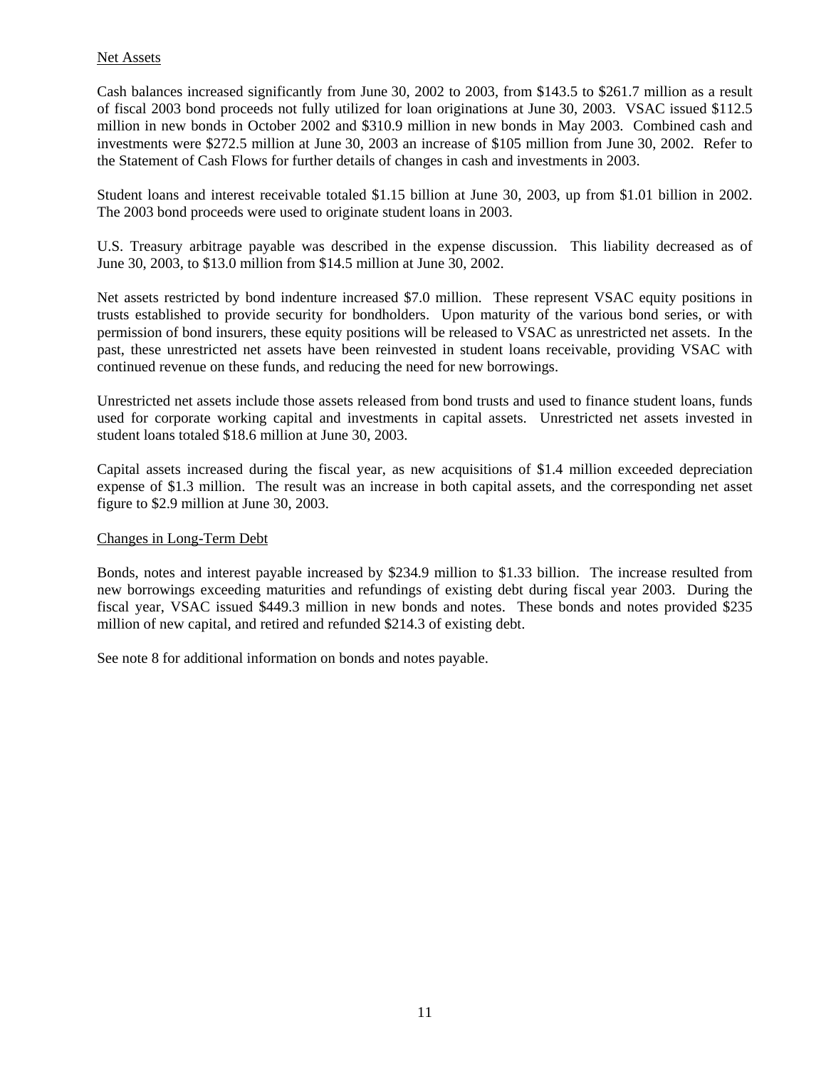## Net Assets

Cash balances increased significantly from June 30, 2002 to 2003, from $143.5 to $261.7 million as a result of fiscal 2003 bond proceeds not fully utilized for loan originations at June 30, 2003. VSAC issued $112.5 million in new bonds in October 2002 and $310.9 million in new bonds in May 2003. Combined cash and investments were $272.5 million at June 30, 2003 an increase of $105 million from June 30, 2002. Refer to the Statement of Cash Flows for further details of changes in cash and investments in 2003.

Student loans and interest receivable totaled $1.15 billion at June 30, 2003, up from $1.01 billion in 2002. The 2003 bond proceeds were used to originate student loans in 2003.

U.S. Treasury arbitrage payable was described in the expense discussion. This liability decreased as of June 30, 2003, to $13.0 million from $14.5 million at June 30, 2002.

Net assets restricted by bond indenture increased $7.0 million. These represent VSAC equity positions in trusts established to provide security for bondholders. Upon maturity of the various bond series, or with permission of bond insurers, these equity positions will be released to VSAC as unrestricted net assets. In the past, these unrestricted net assets have been reinvested in student loans receivable, providing VSAC with continued revenue on these funds, and reducing the need for new borrowings.

Unrestricted net assets include those assets released from bond trusts and used to finance student loans, funds used for corporate working capital and investments in capital assets. Unrestricted net assets invested in student loans totaled $18.6 million at June 30, 2003.

Capital assets increased during the fiscal year, as new acquisitions of $1.4 million exceeded depreciation expense of $1.3 million. The result was an increase in both capital assets, and the corresponding net asset figure to $2.9 million at June 30, 2003.

## Changes in Long-Term Debt

Bonds, notes and interest payable increased by $234.9 million to $1.33 billion. The increase resulted from new borrowings exceeding maturities and refundings of existing debt during fiscal year 2003. During the fiscal year, VSAC issued $449.3 million in new bonds and notes. These bonds and notes provided $235 million of new capital, and retired and refunded $214.3 of existing debt.

See note 8 for additional information on bonds and notes payable.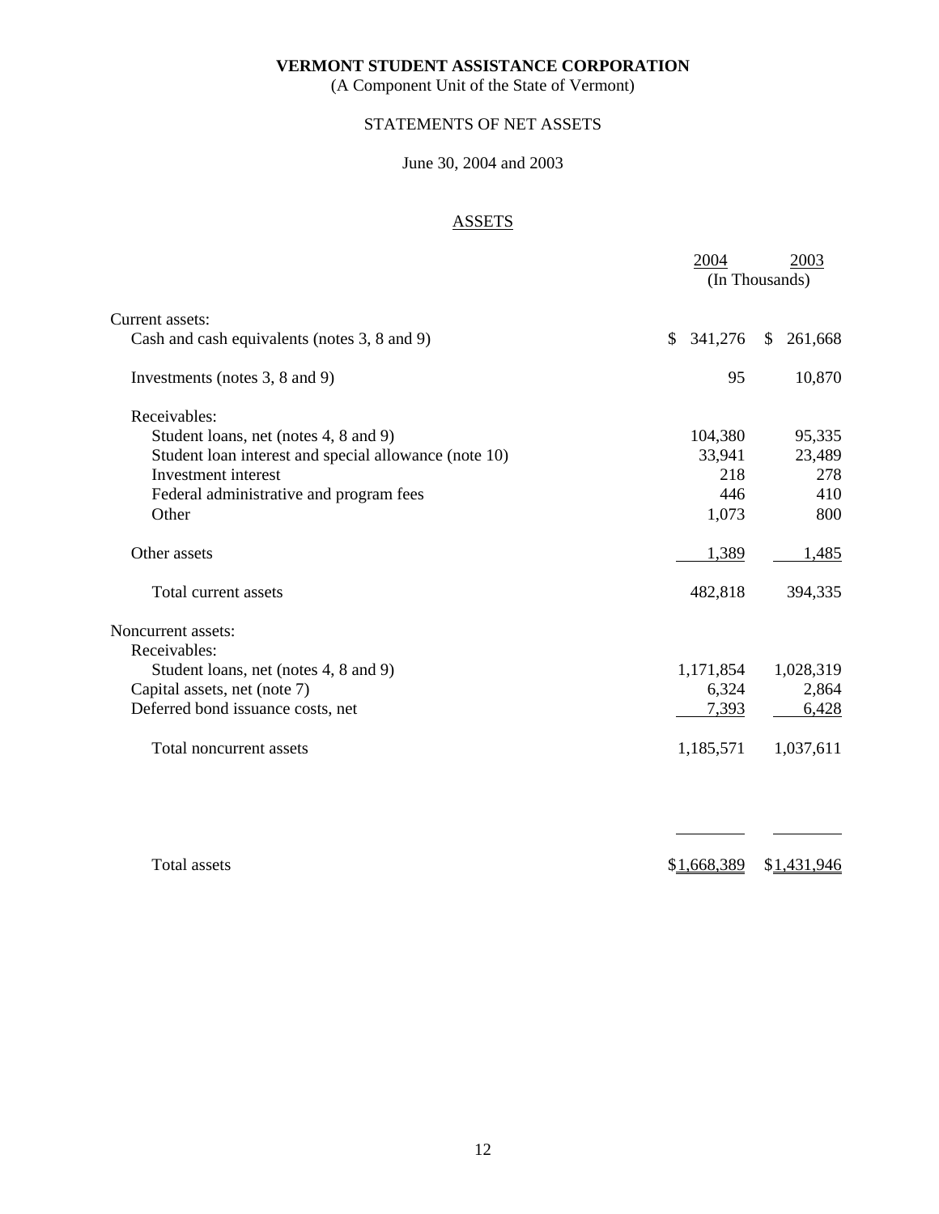**VERMONT STUDENT ASSISTANCE CORPORATION**

(A Component Unit of the State of Vermont)

STATEMENTS OF NET ASSETS

June 30, 2004 and 2003

ASSETS

| | 2004 | 2003 |
|---|---|---|
| | (In Thousands) | |
| Current assets: | | |
| Cash and cash equivalents (notes 3, 8 and 9) | $ 341,276 | $ 261,668 |
| Investments (notes 3, 8 and 9) | 95 | 10,870 |
| Receivables: | | |
| Student loans, net (notes 4, 8 and 9) | 104,380 | 95,335 |
| Student loan interest and special allowance (note 10) | 33,941 | 23,489 |
| Investment interest | 218 | 278 |
| Federal administrative and program fees | 446 | 410 |
| Other | 1,073 | 800 |
| Other assets | 1,389 | 1,485 |
| Total current assets | 482,818 | 394,335 |
| Noncurrent assets: | | |
| Receivables: | | |
| Student loans, net (notes 4, 8 and 9) | 1,171,854 | 1,028,319 |
| Capital assets, net (note 7) | 6,324 | 2,864 |
| Deferred bond issuance costs, net | 7,393 | 6,428 |
| Total noncurrent assets | 1,185,571 | 1,037,611 |
| Total assets | $1,668,389 | $1,431,946 |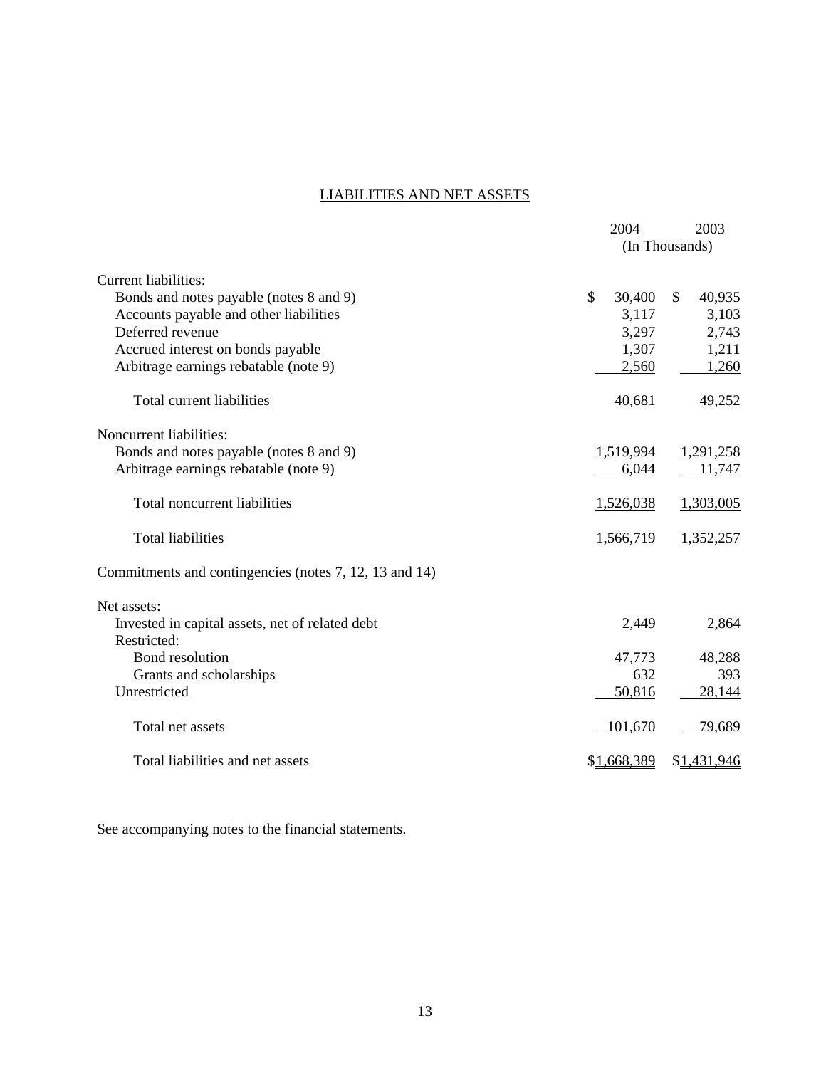## LIABILITIES AND NET ASSETS

| | 2004 | 2003 |
|---|---|---|
| | (In Thousands) | |
| Current liabilities: | | |
| Bonds and notes payable (notes 8 and 9) | $ 30,400 | $ 40,935 |
| Accounts payable and other liabilities | 3,117 | 3,103 |
| Deferred revenue | 3,297 | 2,743 |
| Accrued interest on bonds payable | 1,307 | 1,211 |
| Arbitrage earnings rebatable (note 9) | 2,560 | 1,260 |
| Total current liabilities | 40,681 | 49,252 |
| Noncurrent liabilities: | | |
| Bonds and notes payable (notes 8 and 9) | 1,519,994 | 1,291,258 |
| Arbitrage earnings rebatable (note 9) | 6,044 | 11,747 |
| Total noncurrent liabilities | 1,526,038 | 1,303,005 |
| Total liabilities | 1,566,719 | 1,352,257 |
| Commitments and contingencies (notes 7, 12, 13 and 14) | | |
| Net assets: | | |
| Invested in capital assets, net of related debt | 2,449 | 2,864 |
| Restricted: | | |
| Bond resolution | 47,773 | 48,288 |
| Grants and scholarships | 632 | 393 |
| Unrestricted | 50,816 | 28,144 |
| Total net assets | 101,670 | 79,689 |
| Total liabilities and net assets | $1,668,389 | $1,431,946 |

See accompanying notes to the financial statements.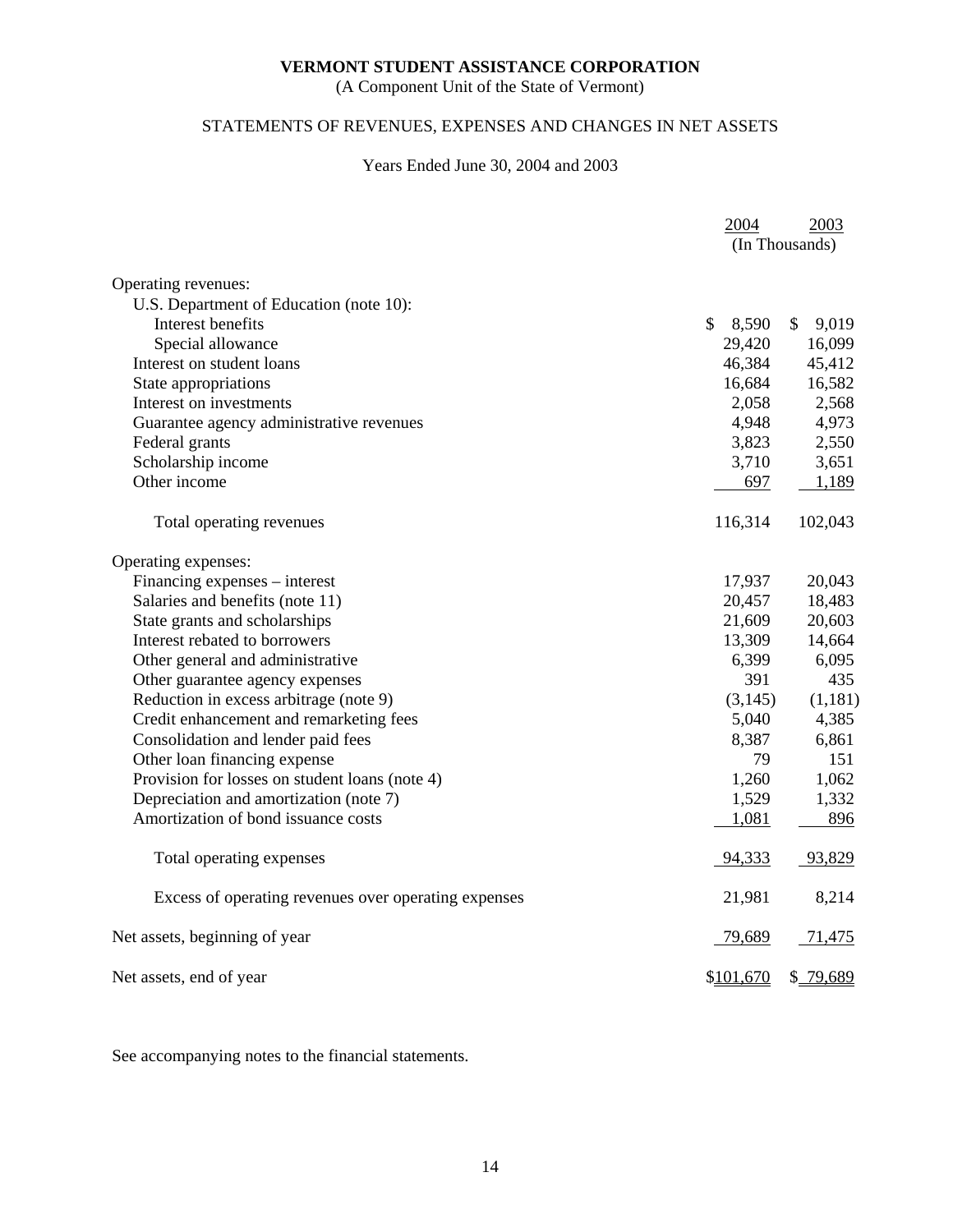**VERMONT STUDENT ASSISTANCE CORPORATION**

(A Component Unit of the State of Vermont)

STATEMENTS OF REVENUES, EXPENSES AND CHANGES IN NET ASSETS

Years Ended June 30, 2004 and 2003

| | 2004 | 2003 |
|---|---|---|
| | (In Thousands) | |
| Operating revenues: | | |
| U.S. Department of Education (note 10): | | |
| Interest benefits | $ 8,590 | $ 9,019 |
| Special allowance | 29,420 | 16,099 |
| Interest on student loans | 46,384 | 45,412 |
| State appropriations | 16,684 | 16,582 |
| Interest on investments | 2,058 | 2,568 |
| Guarantee agency administrative revenues | 4,948 | 4,973 |
| Federal grants | 3,823 | 2,550 |
| Scholarship income | 3,710 | 3,651 |
| Other income | 697 | 1,189 |
| Total operating revenues | 116,314 | 102,043 |
| Operating expenses: | | |
| Financing expenses – interest | 17,937 | 20,043 |
| Salaries and benefits (note 11) | 20,457 | 18,483 |
| State grants and scholarships | 21,609 | 20,603 |
| Interest rebated to borrowers | 13,309 | 14,664 |
| Other general and administrative | 6,399 | 6,095 |
| Other guarantee agency expenses | 391 | 435 |
| Reduction in excess arbitrage (note 9) | (3,145) | (1,181) |
| Credit enhancement and remarketing fees | 5,040 | 4,385 |
| Consolidation and lender paid fees | 8,387 | 6,861 |
| Other loan financing expense | 79 | 151 |
| Provision for losses on student loans (note 4) | 1,260 | 1,062 |
| Depreciation and amortization (note 7) | 1,529 | 1,332 |
| Amortization of bond issuance costs | 1,081 | 896 |
| Total operating expenses | 94,333 | 93,829 |
| Excess of operating revenues over operating expenses | 21,981 | 8,214 |
| Net assets, beginning of year | 79,689 | 71,475 |
| Net assets, end of year | $101,670 | $ 79,689 |

See accompanying notes to the financial statements.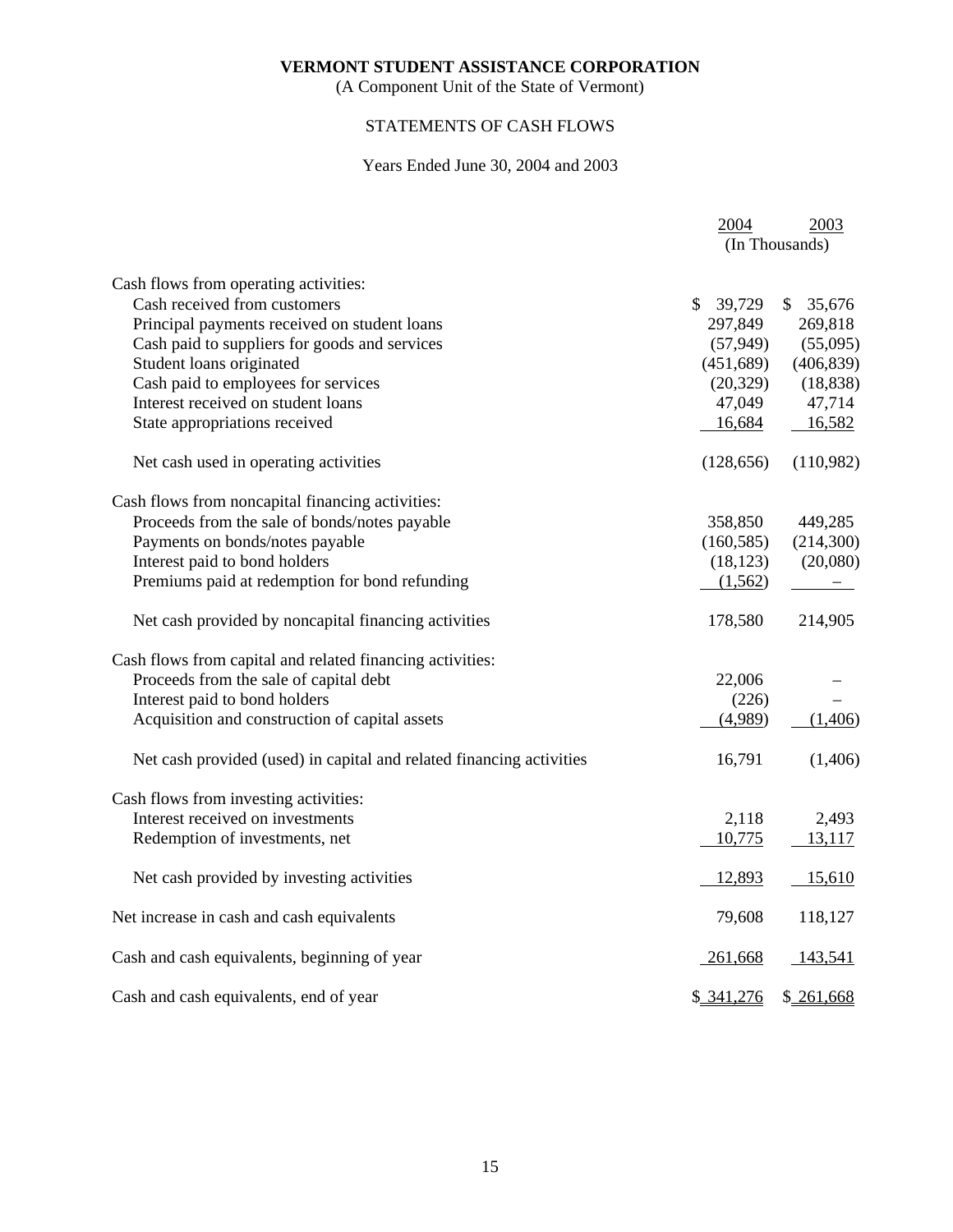**VERMONT STUDENT ASSISTANCE CORPORATION**

(A Component Unit of the State of Vermont)

STATEMENTS OF CASH FLOWS

Years Ended June 30, 2004 and 2003

| | 2004 | 2003 |
|---|---|---|
| | (In Thousands) | |
| Cash flows from operating activities: | | |
| Cash received from customers | $ 39,729 | $ 35,676 |
| Principal payments received on student loans | 297,849 | 269,818 |
| Cash paid to suppliers for goods and services | (57,949) | (55,095) |
| Student loans originated | (451,689) | (406,839) |
| Cash paid to employees for services | (20,329) | (18,838) |
| Interest received on student loans | 47,049 | 47,714 |
| State appropriations received | 16,684 | 16,582 |
| Net cash used in operating activities | (128,656) | (110,982) |
| Cash flows from noncapital financing activities: | | |
| Proceeds from the sale of bonds/notes payable | 358,850 | 449,285 |
| Payments on bonds/notes payable | (160,585) | (214,300) |
| Interest paid to bond holders | (18,123) | (20,080) |
| Premiums paid at redemption for bond refunding | (1,562) | – |
| Net cash provided by noncapital financing activities | 178,580 | 214,905 |
| Cash flows from capital and related financing activities: | | |
| Proceeds from the sale of capital debt | 22,006 | – |
| Interest paid to bond holders | (226) | – |
| Acquisition and construction of capital assets | (4,989) | (1,406) |
| Net cash provided (used) in capital and related financing activities | 16,791 | (1,406) |
| Cash flows from investing activities: | | |
| Interest received on investments | 2,118 | 2,493 |
| Redemption of investments, net | 10,775 | 13,117 |
| Net cash provided by investing activities | 12,893 | 15,610 |
| Net increase in cash and cash equivalents | 79,608 | 118,127 |
| Cash and cash equivalents, beginning of year | 261,668 | 143,541 |
| Cash and cash equivalents, end of year | $ 341,276 | $ 261,668 |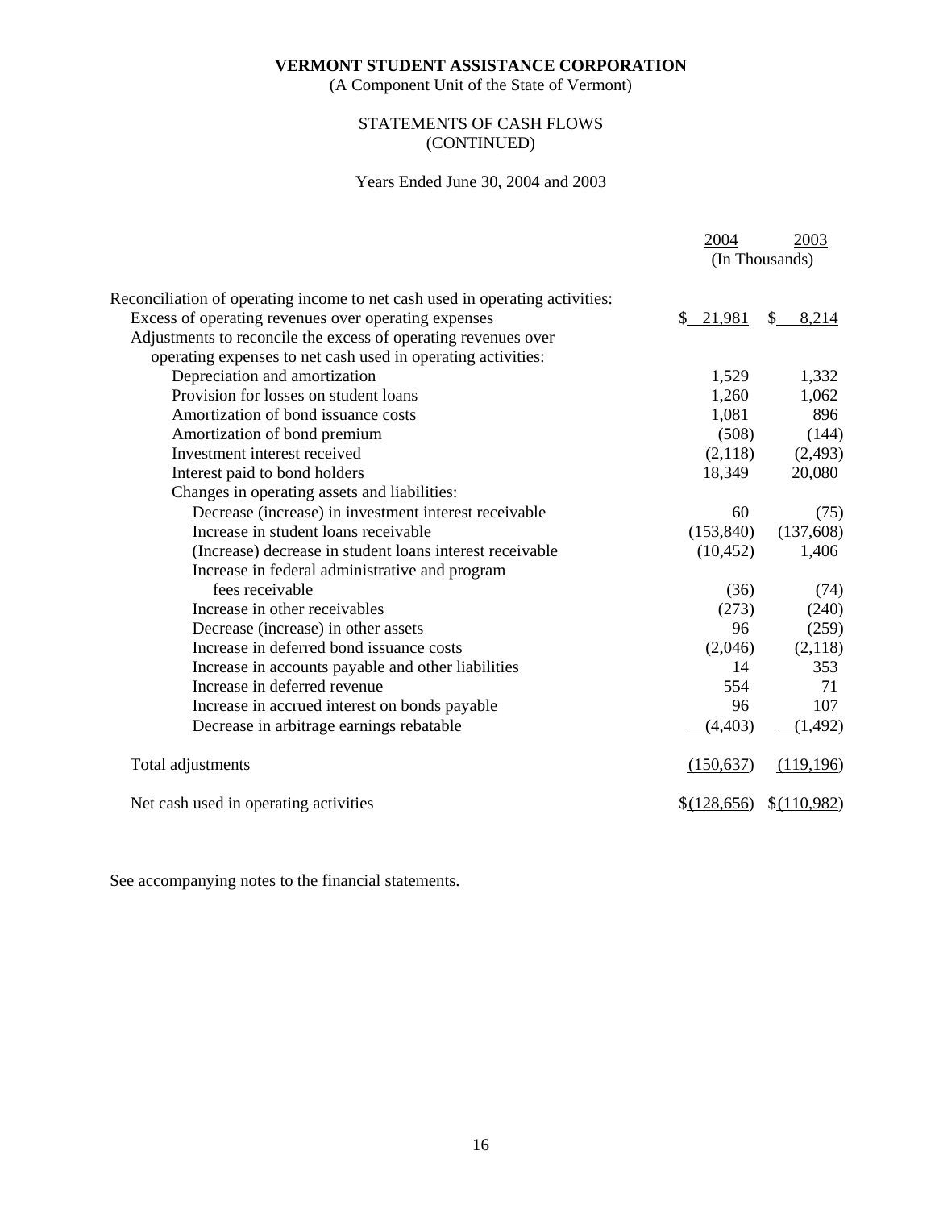**VERMONT STUDENT ASSISTANCE CORPORATION**
(A Component Unit of the State of Vermont)

STATEMENTS OF CASH FLOWS
(CONTINUED)

Years Ended June 30, 2004 and 2003

| | 2004 | 2003 |
|---|---|---|
| | (In Thousands) | |
| Reconciliation of operating income to net cash used in operating activities: | | |
| Excess of operating revenues over operating expenses | $ 21,981 | $ 8,214 |
| Adjustments to reconcile the excess of operating revenues over operating expenses to net cash used in operating activities: | | |
| Depreciation and amortization | 1,529 | 1,332 |
| Provision for losses on student loans | 1,260 | 1,062 |
| Amortization of bond issuance costs | 1,081 | 896 |
| Amortization of bond premium | (508) | (144) |
| Investment interest received | (2,118) | (2,493) |
| Interest paid to bond holders | 18,349 | 20,080 |
| Changes in operating assets and liabilities: | | |
| Decrease (increase) in investment interest receivable | 60 | (75) |
| Increase in student loans receivable | (153,840) | (137,608) |
| (Increase) decrease in student loans interest receivable | (10,452) | 1,406 |
| Increase in federal administrative and program fees receivable | (36) | (74) |
| Increase in other receivables | (273) | (240) |
| Decrease (increase) in other assets | 96 | (259) |
| Increase in deferred bond issuance costs | (2,046) | (2,118) |
| Increase in accounts payable and other liabilities | 14 | 353 |
| Increase in deferred revenue | 554 | 71 |
| Increase in accrued interest on bonds payable | 96 | 107 |
| Decrease in arbitrage earnings rebatable | (4,403) | (1,492) |
| Total adjustments | (150,637) | (119,196) |
| Net cash used in operating activities | $(128,656) | $(110,982) |

See accompanying notes to the financial statements.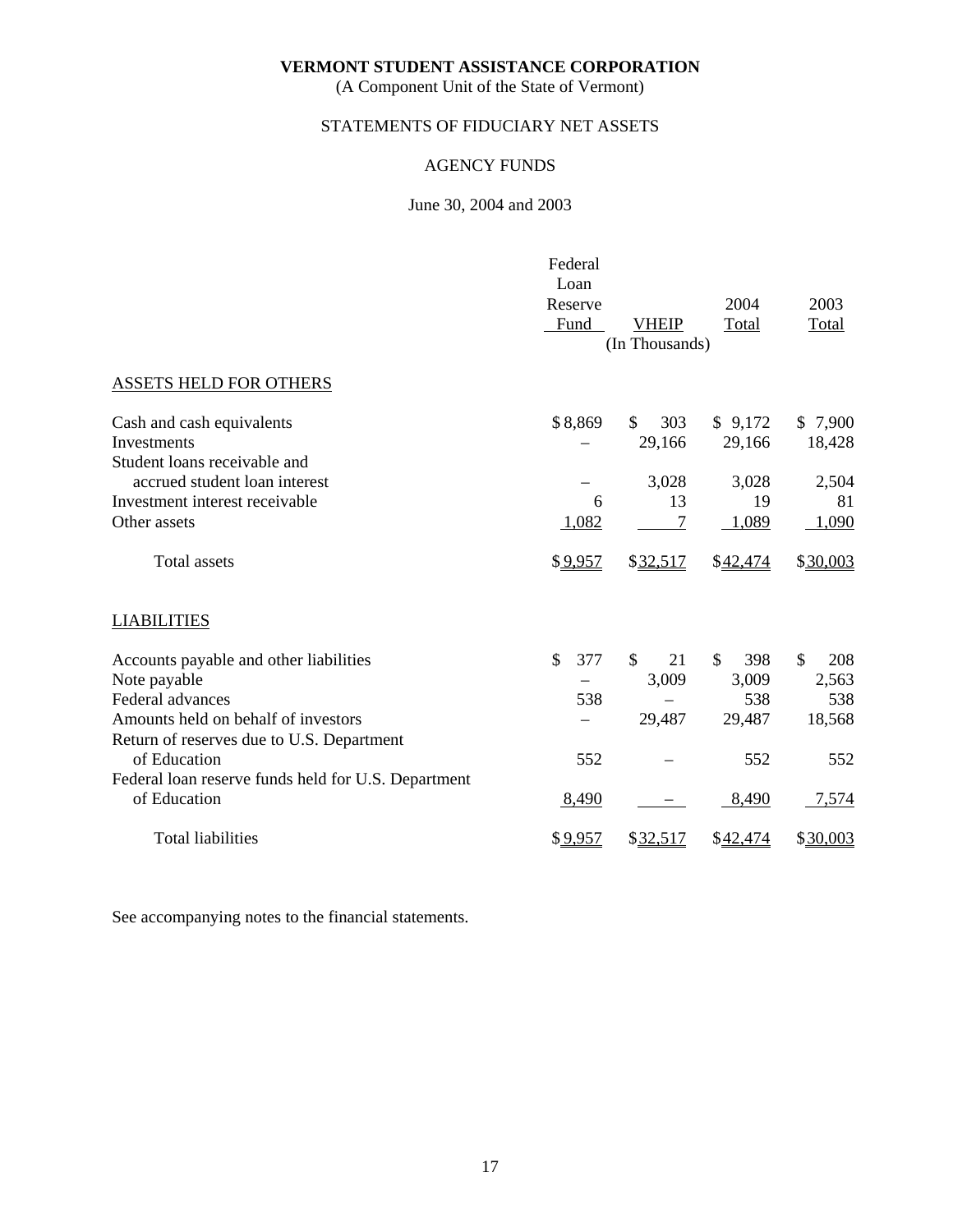**VERMONT STUDENT ASSISTANCE CORPORATION**
(A Component Unit of the State of Vermont)

STATEMENTS OF FIDUCIARY NET ASSETS

AGENCY FUNDS

June 30, 2004 and 2003

| | Federal Loan Reserve Fund | VHEIP | 2004 Total | 2003 Total |
|---|---|---|---|---|
| | | (In Thousands) | | |
| ASSETS HELD FOR OTHERS | | | | |
| Cash and cash equivalents | $ 8,869 | $ 303 | $ 9,172 | $ 7,900 |
| Investments | – | 29,166 | 29,166 | 18,428 |
| Student loans receivable and accrued student loan interest | – | 3,028 | 3,028 | 2,504 |
| Investment interest receivable | 6 | 13 | 19 | 81 |
| Other assets | 1,082 | 7 | 1,089 | 1,090 |
| Total assets | $ 9,957 | $ 32,517 | $ 42,474 | $ 30,003 |
| LIABILITIES | | | | |
| Accounts payable and other liabilities | $ 377 | $ 21 | $ 398 | $ 208 |
| Note payable | – | 3,009 | 3,009 | 2,563 |
| Federal advances | 538 | – | 538 | 538 |
| Amounts held on behalf of investors | – | 29,487 | 29,487 | 18,568 |
| Return of reserves due to U.S. Department of Education | 552 | – | 552 | 552 |
| Federal loan reserve funds held for U.S. Department of Education | 8,490 | – | 8,490 | 7,574 |
| Total liabilities | $ 9,957 | $ 32,517 | $ 42,474 | $ 30,003 |

See accompanying notes to the financial statements.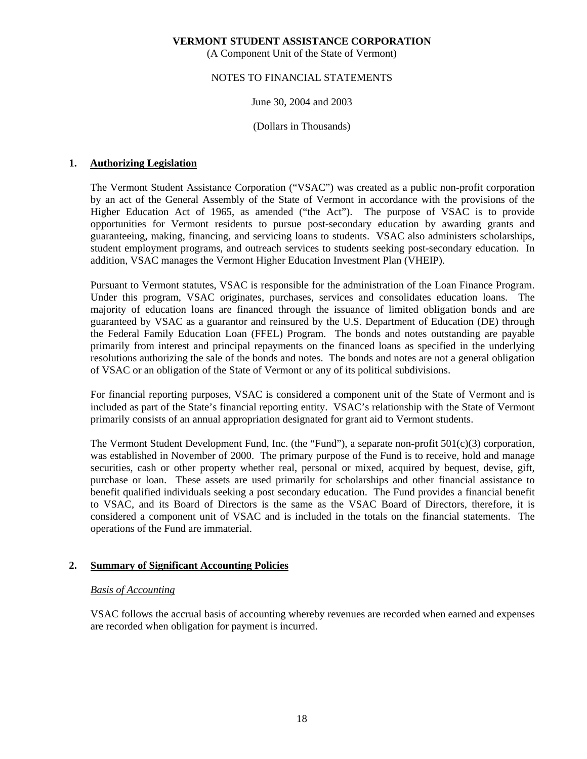**VERMONT STUDENT ASSISTANCE CORPORATION**
(A Component Unit of the State of Vermont)

NOTES TO FINANCIAL STATEMENTS

June 30, 2004 and 2003

(Dollars in Thousands)

## 1. Authorizing Legislation

The Vermont Student Assistance Corporation ("VSAC") was created as a public non-profit corporation by an act of the General Assembly of the State of Vermont in accordance with the provisions of the Higher Education Act of 1965, as amended ("the Act"). The purpose of VSAC is to provide opportunities for Vermont residents to pursue post-secondary education by awarding grants and guaranteeing, making, financing, and servicing loans to students. VSAC also administers scholarships, student employment programs, and outreach services to students seeking post-secondary education. In addition, VSAC manages the Vermont Higher Education Investment Plan (VHEIP).

Pursuant to Vermont statutes, VSAC is responsible for the administration of the Loan Finance Program. Under this program, VSAC originates, purchases, services and consolidates education loans. The majority of education loans are financed through the issuance of limited obligation bonds and are guaranteed by VSAC as a guarantor and reinsured by the U.S. Department of Education (DE) through the Federal Family Education Loan (FFEL) Program. The bonds and notes outstanding are payable primarily from interest and principal repayments on the financed loans as specified in the underlying resolutions authorizing the sale of the bonds and notes. The bonds and notes are not a general obligation of VSAC or an obligation of the State of Vermont or any of its political subdivisions.

For financial reporting purposes, VSAC is considered a component unit of the State of Vermont and is included as part of the State's financial reporting entity. VSAC's relationship with the State of Vermont primarily consists of an annual appropriation designated for grant aid to Vermont students.

The Vermont Student Development Fund, Inc. (the "Fund"), a separate non-profit 501(c)(3) corporation, was established in November of 2000. The primary purpose of the Fund is to receive, hold and manage securities, cash or other property whether real, personal or mixed, acquired by bequest, devise, gift, purchase or loan. These assets are used primarily for scholarships and other financial assistance to benefit qualified individuals seeking a post secondary education. The Fund provides a financial benefit to VSAC, and its Board of Directors is the same as the VSAC Board of Directors, therefore, it is considered a component unit of VSAC and is included in the totals on the financial statements. The operations of the Fund are immaterial.

## 2. Summary of Significant Accounting Policies

*Basis of Accounting*

VSAC follows the accrual basis of accounting whereby revenues are recorded when earned and expenses are recorded when obligation for payment is incurred.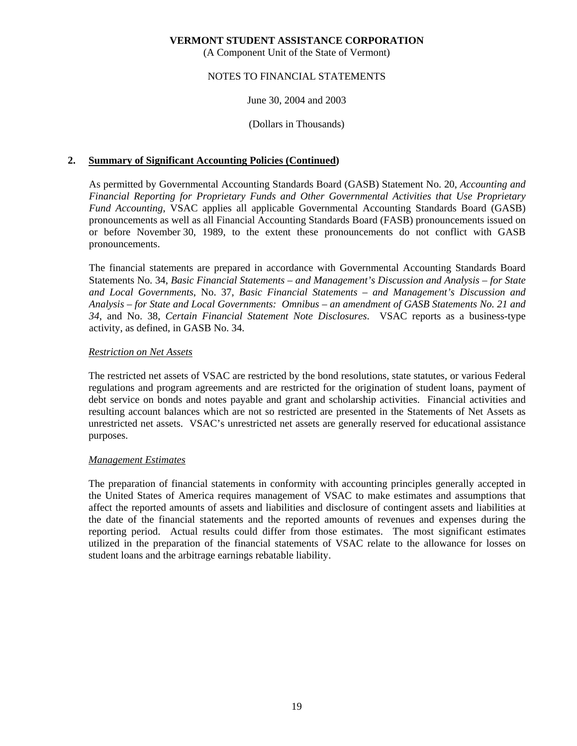**VERMONT STUDENT ASSISTANCE CORPORATION**
(A Component Unit of the State of Vermont)

NOTES TO FINANCIAL STATEMENTS

June 30, 2004 and 2003

(Dollars in Thousands)

## 2. Summary of Significant Accounting Policies (Continued)

As permitted by Governmental Accounting Standards Board (GASB) Statement No. 20, *Accounting and Financial Reporting for Proprietary Funds and Other Governmental Activities that Use Proprietary Fund Accounting*, VSAC applies all applicable Governmental Accounting Standards Board (GASB) pronouncements as well as all Financial Accounting Standards Board (FASB) pronouncements issued on or before November 30, 1989, to the extent these pronouncements do not conflict with GASB pronouncements.

The financial statements are prepared in accordance with Governmental Accounting Standards Board Statements No. 34, *Basic Financial Statements – and Management's Discussion and Analysis – for State and Local Governments*, No. 37, *Basic Financial Statements – and Management's Discussion and Analysis – for State and Local Governments: Omnibus – an amendment of GASB Statements No. 21 and 34*, and No. 38, *Certain Financial Statement Note Disclosures*. VSAC reports as a business-type activity, as defined, in GASB No. 34.

*Restriction on Net Assets*

The restricted net assets of VSAC are restricted by the bond resolutions, state statutes, or various Federal regulations and program agreements and are restricted for the origination of student loans, payment of debt service on bonds and notes payable and grant and scholarship activities. Financial activities and resulting account balances which are not so restricted are presented in the Statements of Net Assets as unrestricted net assets. VSAC's unrestricted net assets are generally reserved for educational assistance purposes.

*Management Estimates*

The preparation of financial statements in conformity with accounting principles generally accepted in the United States of America requires management of VSAC to make estimates and assumptions that affect the reported amounts of assets and liabilities and disclosure of contingent assets and liabilities at the date of the financial statements and the reported amounts of revenues and expenses during the reporting period. Actual results could differ from those estimates. The most significant estimates utilized in the preparation of the financial statements of VSAC relate to the allowance for losses on student loans and the arbitrage earnings rebatable liability.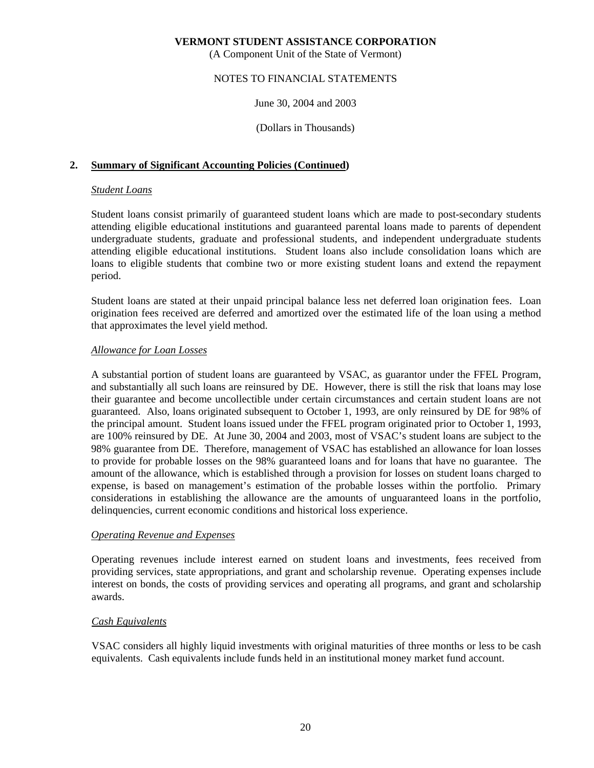## 2. Summary of Significant Accounting Policies (Continued)

### *Student Loans*

Student loans consist primarily of guaranteed student loans which are made to post-secondary students attending eligible educational institutions and guaranteed parental loans made to parents of dependent undergraduate students, graduate and professional students, and independent undergraduate students attending eligible educational institutions. Student loans also include consolidation loans which are loans to eligible students that combine two or more existing student loans and extend the repayment period.

Student loans are stated at their unpaid principal balance less net deferred loan origination fees. Loan origination fees received are deferred and amortized over the estimated life of the loan using a method that approximates the level yield method.

### *Allowance for Loan Losses*

A substantial portion of student loans are guaranteed by VSAC, as guarantor under the FFEL Program, and substantially all such loans are reinsured by DE. However, there is still the risk that loans may lose their guarantee and become uncollectible under certain circumstances and certain student loans are not guaranteed. Also, loans originated subsequent to October 1, 1993, are only reinsured by DE for 98% of the principal amount. Student loans issued under the FFEL program originated prior to October 1, 1993, are 100% reinsured by DE. At June 30, 2004 and 2003, most of VSAC's student loans are subject to the 98% guarantee from DE. Therefore, management of VSAC has established an allowance for loan losses to provide for probable losses on the 98% guaranteed loans and for loans that have no guarantee. The amount of the allowance, which is established through a provision for losses on student loans charged to expense, is based on management's estimation of the probable losses within the portfolio. Primary considerations in establishing the allowance are the amounts of unguaranteed loans in the portfolio, delinquencies, current economic conditions and historical loss experience.

### *Operating Revenue and Expenses*

Operating revenues include interest earned on student loans and investments, fees received from providing services, state appropriations, and grant and scholarship revenue. Operating expenses include interest on bonds, the costs of providing services and operating all programs, and grant and scholarship awards.

### *Cash Equivalents*

VSAC considers all highly liquid investments with original maturities of three months or less to be cash equivalents. Cash equivalents include funds held in an institutional money market fund account.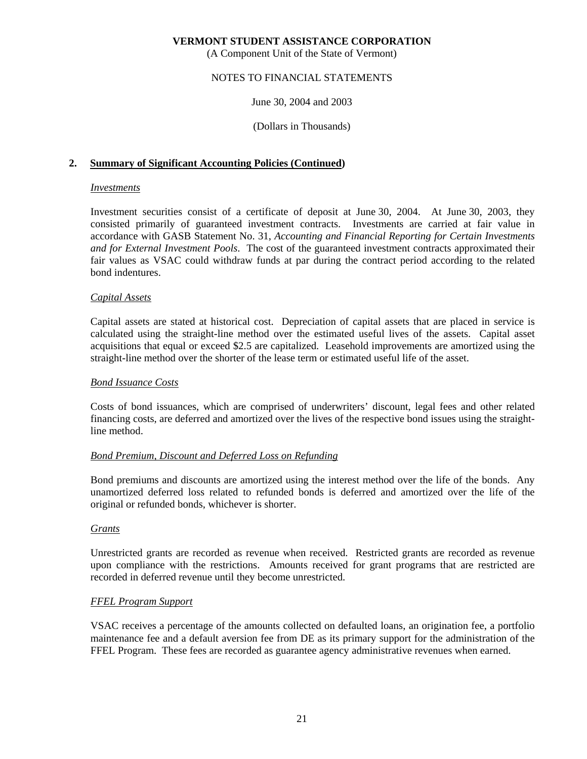**VERMONT STUDENT ASSISTANCE CORPORATION**
(A Component Unit of the State of Vermont)

NOTES TO FINANCIAL STATEMENTS

June 30, 2004 and 2003

(Dollars in Thousands)

## 2. Summary of Significant Accounting Policies (Continued)

### *Investments*

Investment securities consist of a certificate of deposit at June 30, 2004. At June 30, 2003, they consisted primarily of guaranteed investment contracts. Investments are carried at fair value in accordance with GASB Statement No. 31, *Accounting and Financial Reporting for Certain Investments and for External Investment Pools*. The cost of the guaranteed investment contracts approximated their fair values as VSAC could withdraw funds at par during the contract period according to the related bond indentures.

### *Capital Assets*

Capital assets are stated at historical cost. Depreciation of capital assets that are placed in service is calculated using the straight-line method over the estimated useful lives of the assets. Capital asset acquisitions that equal or exceed $2.5 are capitalized. Leasehold improvements are amortized using the straight-line method over the shorter of the lease term or estimated useful life of the asset.

### *Bond Issuance Costs*

Costs of bond issuances, which are comprised of underwriters' discount, legal fees and other related financing costs, are deferred and amortized over the lives of the respective bond issues using the straight-line method.

### *Bond Premium, Discount and Deferred Loss on Refunding*

Bond premiums and discounts are amortized using the interest method over the life of the bonds. Any unamortized deferred loss related to refunded bonds is deferred and amortized over the life of the original or refunded bonds, whichever is shorter.

### *Grants*

Unrestricted grants are recorded as revenue when received. Restricted grants are recorded as revenue upon compliance with the restrictions. Amounts received for grant programs that are restricted are recorded in deferred revenue until they become unrestricted.

### *FFEL Program Support*

VSAC receives a percentage of the amounts collected on defaulted loans, an origination fee, a portfolio maintenance fee and a default aversion fee from DE as its primary support for the administration of the FFEL Program. These fees are recorded as guarantee agency administrative revenues when earned.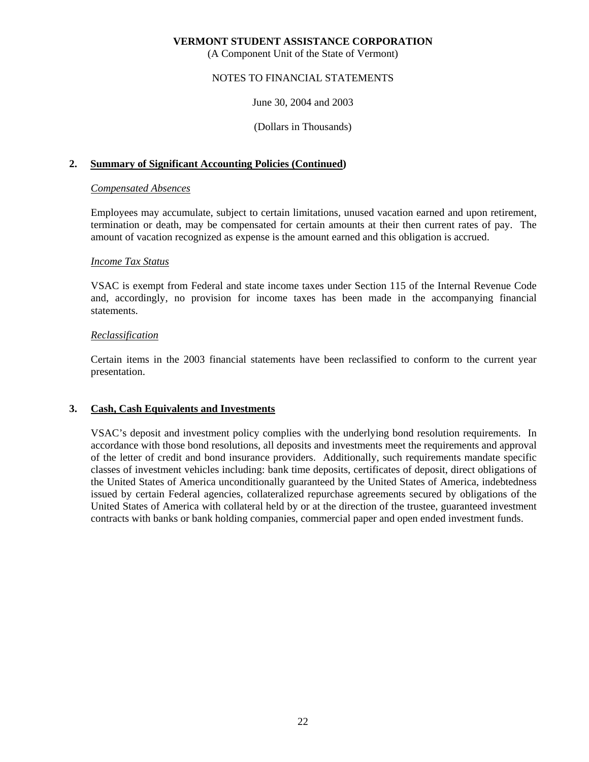**VERMONT STUDENT ASSISTANCE CORPORATION**
(A Component Unit of the State of Vermont)

NOTES TO FINANCIAL STATEMENTS

June 30, 2004 and 2003

(Dollars in Thousands)

## 2. Summary of Significant Accounting Policies (Continued)

*Compensated Absences*

Employees may accumulate, subject to certain limitations, unused vacation earned and upon retirement, termination or death, may be compensated for certain amounts at their then current rates of pay. The amount of vacation recognized as expense is the amount earned and this obligation is accrued.

*Income Tax Status*

VSAC is exempt from Federal and state income taxes under Section 115 of the Internal Revenue Code and, accordingly, no provision for income taxes has been made in the accompanying financial statements.

*Reclassification*

Certain items in the 2003 financial statements have been reclassified to conform to the current year presentation.

## 3. Cash, Cash Equivalents and Investments

VSAC's deposit and investment policy complies with the underlying bond resolution requirements. In accordance with those bond resolutions, all deposits and investments meet the requirements and approval of the letter of credit and bond insurance providers. Additionally, such requirements mandate specific classes of investment vehicles including: bank time deposits, certificates of deposit, direct obligations of the United States of America unconditionally guaranteed by the United States of America, indebtedness issued by certain Federal agencies, collateralized repurchase agreements secured by obligations of the United States of America with collateral held by or at the direction of the trustee, guaranteed investment contracts with banks or bank holding companies, commercial paper and open ended investment funds.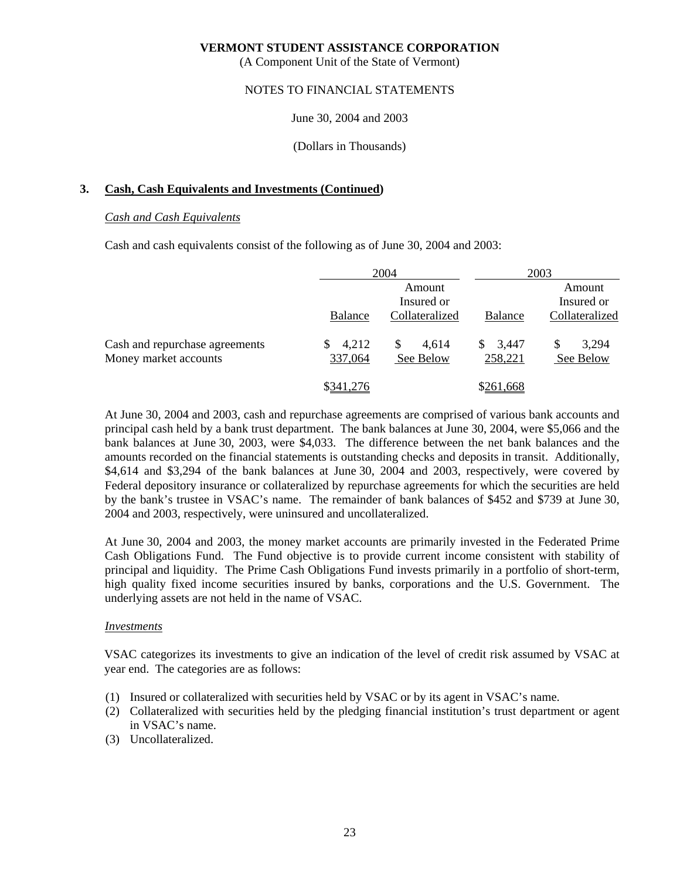**VERMONT STUDENT ASSISTANCE CORPORATION**
(A Component Unit of the State of Vermont)

NOTES TO FINANCIAL STATEMENTS

June 30, 2004 and 2003

(Dollars in Thousands)

### 3. Cash, Cash Equivalents and Investments (Continued)

*Cash and Cash Equivalents*

Cash and cash equivalents consist of the following as of June 30, 2004 and 2003:

| | 2004 | | 2003 | |
|---|---|---|---|---|
| | Balance | Amount Insured or Collateralized | Balance | Amount Insured or Collateralized |
| Cash and repurchase agreements | $ 4,212 | $ 4,614 | $ 3,447 | $ 3,294 |
| Money market accounts | 337,064 | See Below | 258,221 | See Below |
| | $341,276 | | $261,668 | |

At June 30, 2004 and 2003, cash and repurchase agreements are comprised of various bank accounts and principal cash held by a bank trust department. The bank balances at June 30, 2004, were $5,066 and the bank balances at June 30, 2003, were $4,033. The difference between the net bank balances and the amounts recorded on the financial statements is outstanding checks and deposits in transit. Additionally, $4,614 and $3,294 of the bank balances at June 30, 2004 and 2003, respectively, were covered by Federal depository insurance or collateralized by repurchase agreements for which the securities are held by the bank's trustee in VSAC's name. The remainder of bank balances of $452 and $739 at June 30, 2004 and 2003, respectively, were uninsured and uncollateralized.

At June 30, 2004 and 2003, the money market accounts are primarily invested in the Federated Prime Cash Obligations Fund. The Fund objective is to provide current income consistent with stability of principal and liquidity. The Prime Cash Obligations Fund invests primarily in a portfolio of short-term, high quality fixed income securities insured by banks, corporations and the U.S. Government. The underlying assets are not held in the name of VSAC.

*Investments*

VSAC categorizes its investments to give an indication of the level of credit risk assumed by VSAC at year end. The categories are as follows:

(1) Insured or collateralized with securities held by VSAC or by its agent in VSAC's name.
(2) Collateralized with securities held by the pledging financial institution's trust department or agent in VSAC's name.
(3) Uncollateralized.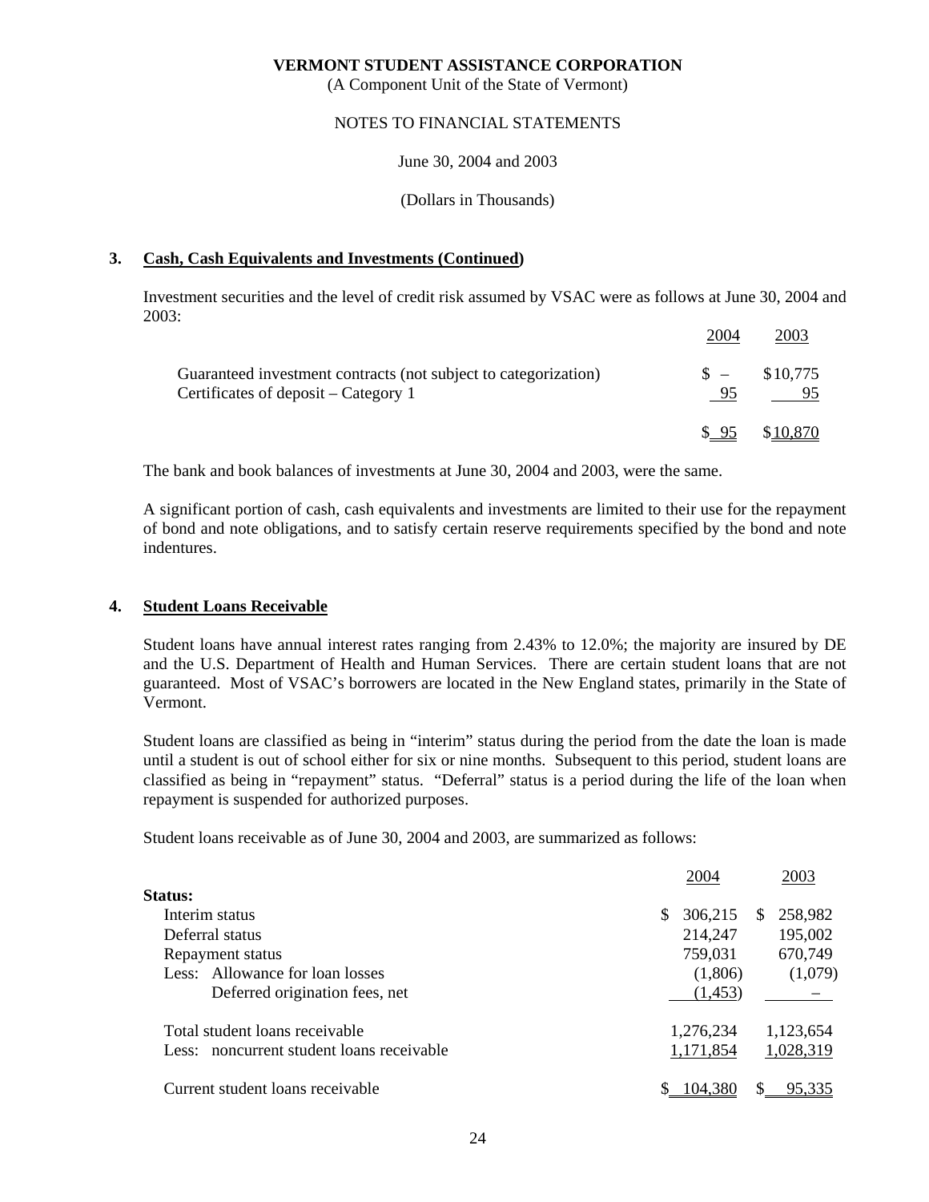**VERMONT STUDENT ASSISTANCE CORPORATION**
(A Component Unit of the State of Vermont)

NOTES TO FINANCIAL STATEMENTS

June 30, 2004 and 2003

(Dollars in Thousands)

## 3. Cash, Cash Equivalents and Investments (Continued)

Investment securities and the level of credit risk assumed by VSAC were as follows at June 30, 2004 and 2003:

| | 2004 | 2003 |
|---|---|---|
| Guaranteed investment contracts (not subject to categorization) | $ – | $10,775 |
| Certificates of deposit – Category 1 | 95 | 95 |
| | $ 95 | $10,870 |

The bank and book balances of investments at June 30, 2004 and 2003, were the same.

A significant portion of cash, cash equivalents and investments are limited to their use for the repayment of bond and note obligations, and to satisfy certain reserve requirements specified by the bond and note indentures.

## 4. Student Loans Receivable

Student loans have annual interest rates ranging from 2.43% to 12.0%; the majority are insured by DE and the U.S. Department of Health and Human Services. There are certain student loans that are not guaranteed. Most of VSAC's borrowers are located in the New England states, primarily in the State of Vermont.

Student loans are classified as being in "interim" status during the period from the date the loan is made until a student is out of school either for six or nine months. Subsequent to this period, student loans are classified as being in "repayment" status. "Deferral" status is a period during the life of the loan when repayment is suspended for authorized purposes.

Student loans receivable as of June 30, 2004 and 2003, are summarized as follows:

| | 2004 | 2003 |
|---|---|---|
| **Status:** | | |
| Interim status | $ 306,215 | $ 258,982 |
| Deferral status | 214,247 | 195,002 |
| Repayment status | 759,031 | 670,749 |
| Less: Allowance for loan losses | (1,806) | (1,079) |
| Deferred origination fees, net | (1,453) | – |
| Total student loans receivable | 1,276,234 | 1,123,654 |
| Less: noncurrent student loans receivable | 1,171,854 | 1,028,319 |
| Current student loans receivable | $ 104,380 | $ 95,335 |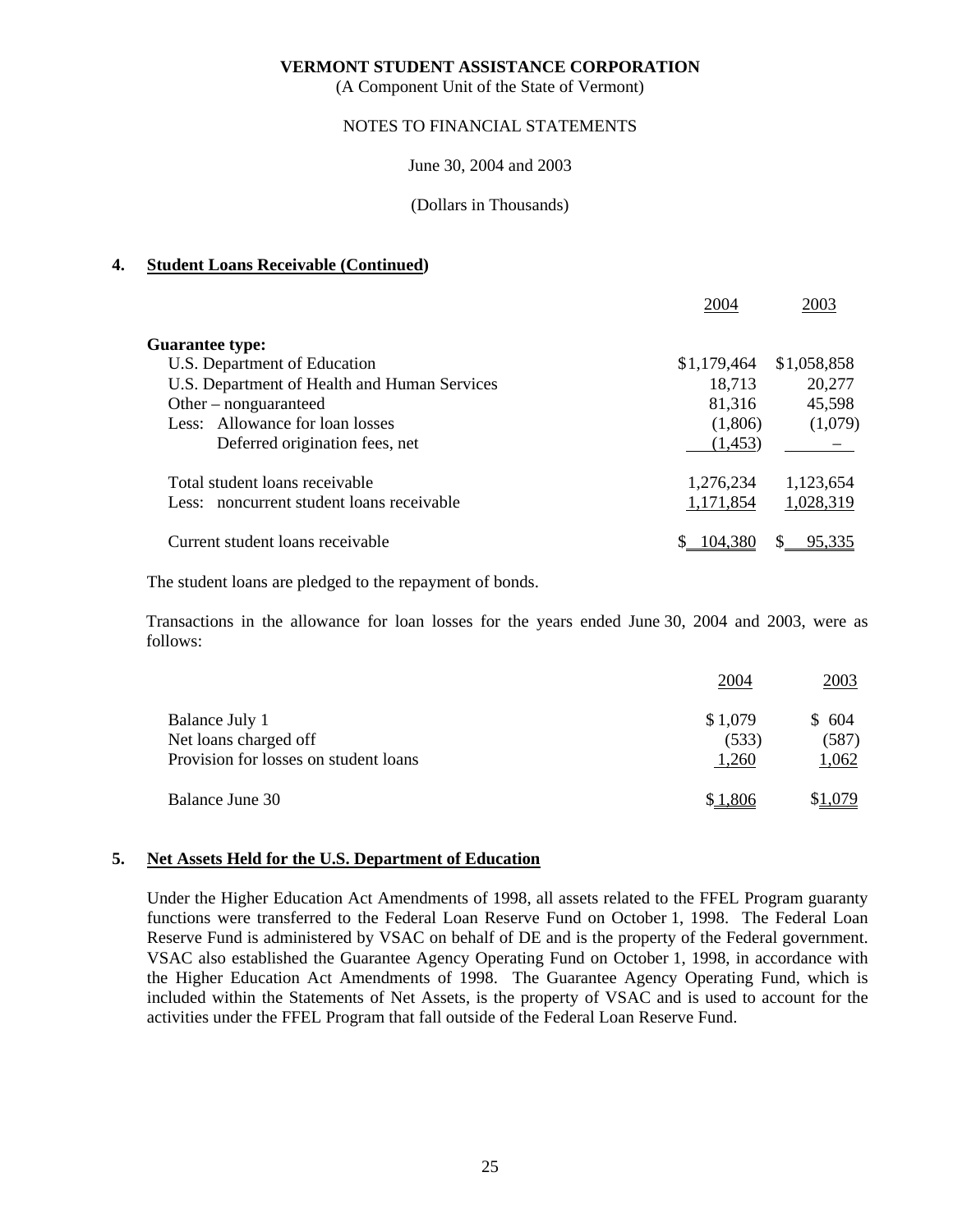**VERMONT STUDENT ASSISTANCE CORPORATION**
(A Component Unit of the State of Vermont)

NOTES TO FINANCIAL STATEMENTS

June 30, 2004 and 2003

(Dollars in Thousands)

## 4. Student Loans Receivable (Continued)

| | 2004 | 2003 |
|---|---|---|
| **Guarantee type:** | | |
| U.S. Department of Education | $1,179,464 | $1,058,858 |
| U.S. Department of Health and Human Services | 18,713 | 20,277 |
| Other – nonguaranteed | 81,316 | 45,598 |
| Less: Allowance for loan losses | (1,806) | (1,079) |
| Deferred origination fees, net | (1,453) | – |
| Total student loans receivable | 1,276,234 | 1,123,654 |
| Less: noncurrent student loans receivable | 1,171,854 | 1,028,319 |
| Current student loans receivable | $ 104,380 | $ 95,335 |

The student loans are pledged to the repayment of bonds.

Transactions in the allowance for loan losses for the years ended June 30, 2004 and 2003, were as follows:

| | 2004 | 2003 |
|---|---|---|
| Balance July 1 | $ 1,079 | $ 604 |
| Net loans charged off | (533) | (587) |
| Provision for losses on student loans | 1,260 | 1,062 |
| Balance June 30 | $ 1,806 | $1,079 |

## 5. Net Assets Held for the U.S. Department of Education

Under the Higher Education Act Amendments of 1998, all assets related to the FFEL Program guaranty functions were transferred to the Federal Loan Reserve Fund on October 1, 1998. The Federal Loan Reserve Fund is administered by VSAC on behalf of DE and is the property of the Federal government. VSAC also established the Guarantee Agency Operating Fund on October 1, 1998, in accordance with the Higher Education Act Amendments of 1998. The Guarantee Agency Operating Fund, which is included within the Statements of Net Assets, is the property of VSAC and is used to account for the activities under the FFEL Program that fall outside of the Federal Loan Reserve Fund.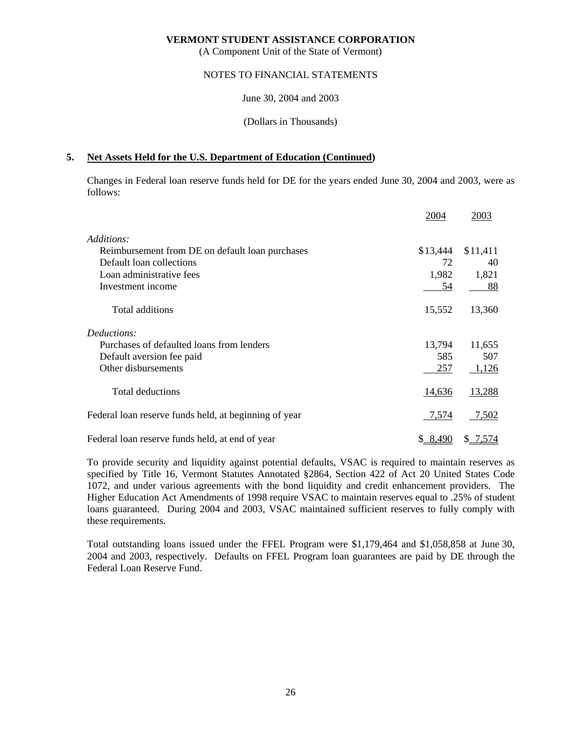**VERMONT STUDENT ASSISTANCE CORPORATION**
(A Component Unit of the State of Vermont)

NOTES TO FINANCIAL STATEMENTS

June 30, 2004 and 2003

(Dollars in Thousands)

## 5. Net Assets Held for the U.S. Department of Education (Continued)

Changes in Federal loan reserve funds held for DE for the years ended June 30, 2004 and 2003, were as follows:

| | 2004 | 2003 |
|---|---|---|
| *Additions:* | | |
| Reimbursement from DE on default loan purchases | $13,444 | $11,411 |
| Default loan collections | 72 | 40 |
| Loan administrative fees | 1,982 | 1,821 |
| Investment income | 54 | 88 |
| Total additions | 15,552 | 13,360 |
| *Deductions:* | | |
| Purchases of defaulted loans from lenders | 13,794 | 11,655 |
| Default aversion fee paid | 585 | 507 |
| Other disbursements | 257 | 1,126 |
| Total deductions | 14,636 | 13,288 |
| Federal loan reserve funds held, at beginning of year | 7,574 | 7,502 |
| Federal loan reserve funds held, at end of year | $ 8,490 | $ 7,574 |

To provide security and liquidity against potential defaults, VSAC is required to maintain reserves as specified by Title 16, Vermont Statutes Annotated §2864, Section 422 of Act 20 United States Code 1072, and under various agreements with the bond liquidity and credit enhancement providers. The Higher Education Act Amendments of 1998 require VSAC to maintain reserves equal to .25% of student loans guaranteed. During 2004 and 2003, VSAC maintained sufficient reserves to fully comply with these requirements.

Total outstanding loans issued under the FFEL Program were $1,179,464 and $1,058,858 at June 30, 2004 and 2003, respectively. Defaults on FFEL Program loan guarantees are paid by DE through the Federal Loan Reserve Fund.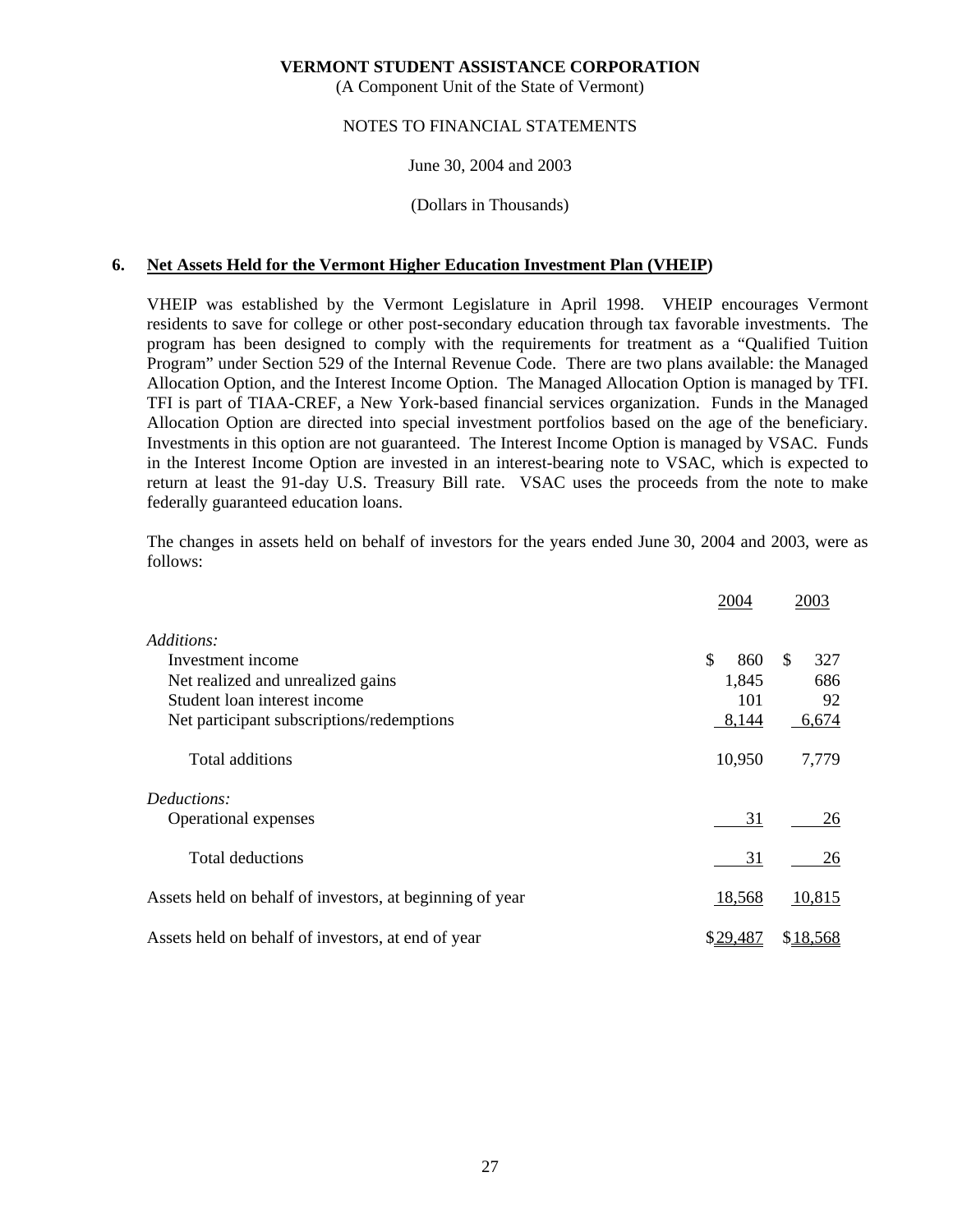**VERMONT STUDENT ASSISTANCE CORPORATION**
(A Component Unit of the State of Vermont)

NOTES TO FINANCIAL STATEMENTS

June 30, 2004 and 2003

(Dollars in Thousands)

## 6. Net Assets Held for the Vermont Higher Education Investment Plan (VHEIP)

VHEIP was established by the Vermont Legislature in April 1998. VHEIP encourages Vermont residents to save for college or other post-secondary education through tax favorable investments. The program has been designed to comply with the requirements for treatment as a "Qualified Tuition Program" under Section 529 of the Internal Revenue Code. There are two plans available: the Managed Allocation Option, and the Interest Income Option. The Managed Allocation Option is managed by TFI. TFI is part of TIAA-CREF, a New York-based financial services organization. Funds in the Managed Allocation Option are directed into special investment portfolios based on the age of the beneficiary. Investments in this option are not guaranteed. The Interest Income Option is managed by VSAC. Funds in the Interest Income Option are invested in an interest-bearing note to VSAC, which is expected to return at least the 91-day U.S. Treasury Bill rate. VSAC uses the proceeds from the note to make federally guaranteed education loans.

The changes in assets held on behalf of investors for the years ended June 30, 2004 and 2003, were as follows:

| | 2004 | 2003 |
|---|---|---|
| *Additions:* | | |
| Investment income | $ 860 | $ 327 |
| Net realized and unrealized gains | 1,845 | 686 |
| Student loan interest income | 101 | 92 |
| Net participant subscriptions/redemptions | 8,144 | 6,674 |
| Total additions | 10,950 | 7,779 |
| *Deductions:* | | |
| Operational expenses | 31 | 26 |
| Total deductions | 31 | 26 |
| Assets held on behalf of investors, at beginning of year | 18,568 | 10,815 |
| Assets held on behalf of investors, at end of year | $29,487 | $18,568 |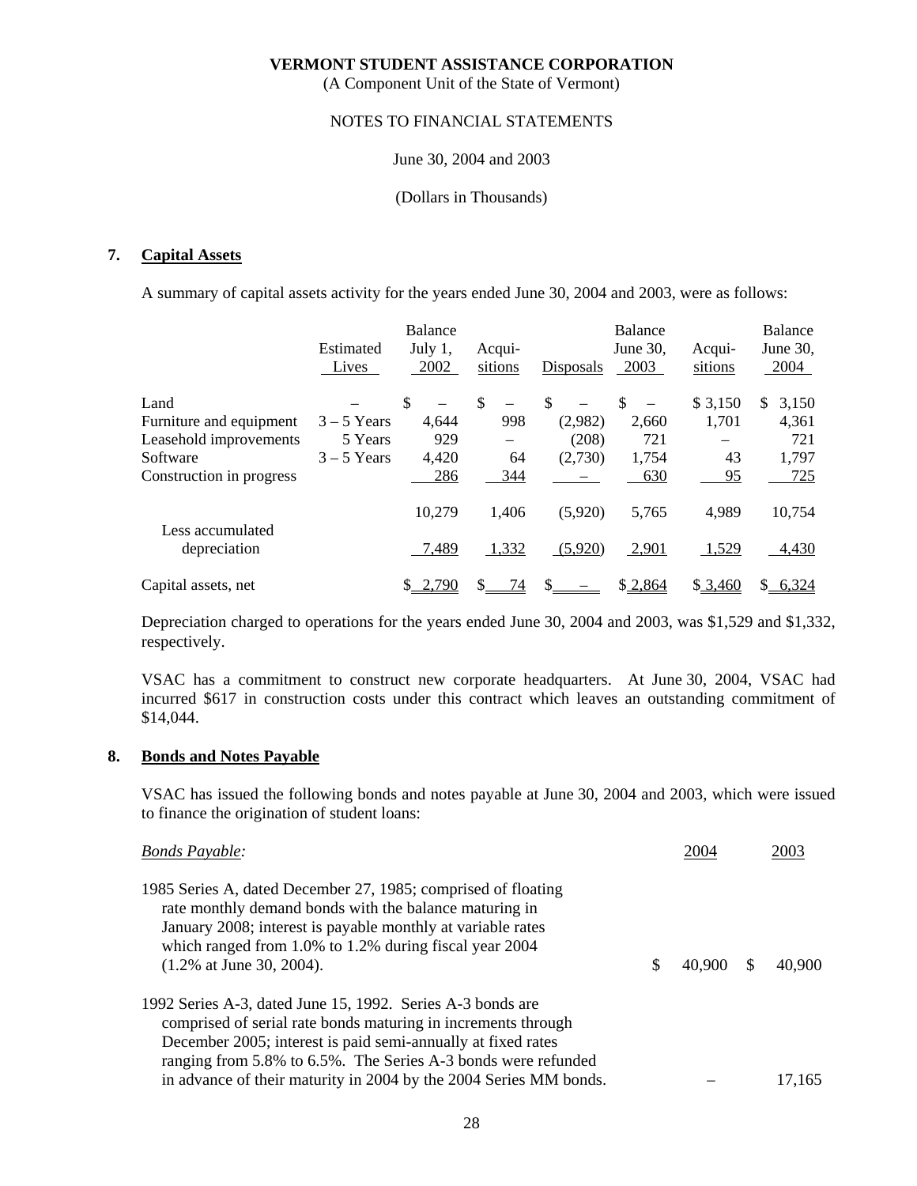**VERMONT STUDENT ASSISTANCE CORPORATION**
(A Component Unit of the State of Vermont)

NOTES TO FINANCIAL STATEMENTS

June 30, 2004 and 2003

(Dollars in Thousands)

## 7. Capital Assets

A summary of capital assets activity for the years ended June 30, 2004 and 2003, were as follows:

| | Estimated Lives | Balance July 1, 2002 | Acquisitions | Disposals | Balance June 30, 2003 | Acquisitions | Balance June 30, 2004 |
|---|---|---|---|---|---|---|---|
| Land | – | $ – | $ – | $ – | $ – | $ 3,150 | $ 3,150 |
| Furniture and equipment | 3 – 5 Years | 4,644 | 998 | (2,982) | 2,660 | 1,701 | 4,361 |
| Leasehold improvements | 5 Years | 929 | – | (208) | 721 | – | 721 |
| Software | 3 – 5 Years | 4,420 | 64 | (2,730) | 1,754 | 43 | 1,797 |
| Construction in progress | | 286 | 344 | – | 630 | 95 | 725 |
| | | 10,279 | 1,406 | (5,920) | 5,765 | 4,989 | 10,754 |
| Less accumulated depreciation | | 7,489 | 1,332 | (5,920) | 2,901 | 1,529 | 4,430 |
| Capital assets, net | | $ 2,790 | $ 74 | $ – | $ 2,864 | $ 3,460 | $ 6,324 |

Depreciation charged to operations for the years ended June 30, 2004 and 2003, was $1,529 and $1,332, respectively.

VSAC has a commitment to construct new corporate headquarters. At June 30, 2004, VSAC had incurred $617 in construction costs under this contract which leaves an outstanding commitment of $14,044.

## 8. Bonds and Notes Payable

VSAC has issued the following bonds and notes payable at June 30, 2004 and 2003, which were issued to finance the origination of student loans:

| *Bonds Payable:* | 2004 | 2003 |
|---|---|---|
| 1985 Series A, dated December 27, 1985; comprised of floating rate monthly demand bonds with the balance maturing in January 2008; interest is payable monthly at variable rates which ranged from 1.0% to 1.2% during fiscal year 2004 (1.2% at June 30, 2004). | $ 40,900 | $ 40,900 |
| 1992 Series A-3, dated June 15, 1992. Series A-3 bonds are comprised of serial rate bonds maturing in increments through December 2005; interest is paid semi-annually at fixed rates ranging from 5.8% to 6.5%. The Series A-3 bonds were refunded in advance of their maturity in 2004 by the 2004 Series MM bonds. | – | 17,165 |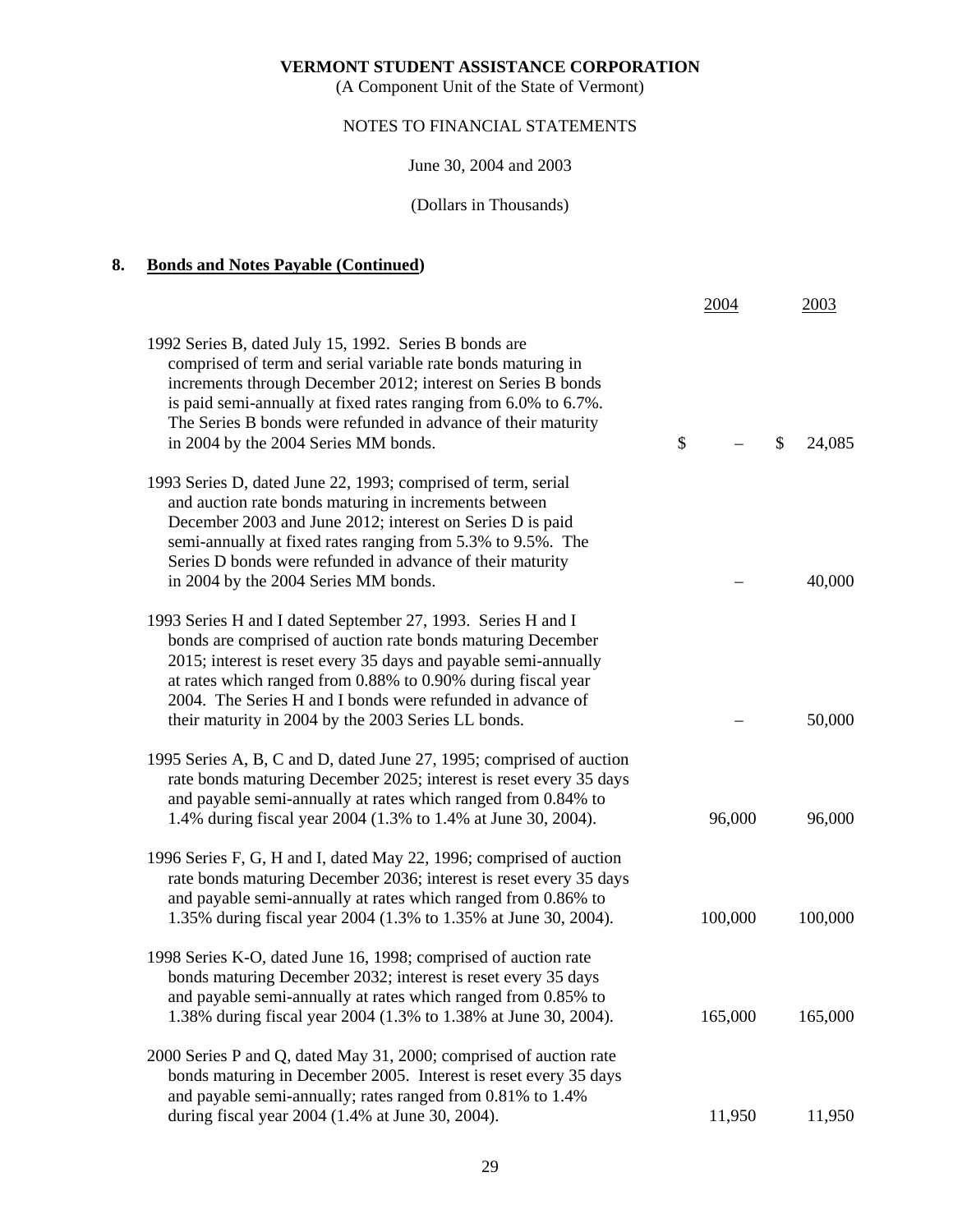**VERMONT STUDENT ASSISTANCE CORPORATION**
(A Component Unit of the State of Vermont)

NOTES TO FINANCIAL STATEMENTS

June 30, 2004 and 2003

(Dollars in Thousands)

## 8. Bonds and Notes Payable (Continued)

| | 2004 | 2003 |
|---|---|---|
| 1992 Series B, dated July 15, 1992. Series B bonds are comprised of term and serial variable rate bonds maturing in increments through December 2012; interest on Series B bonds is paid semi-annually at fixed rates ranging from 6.0% to 6.7%. The Series B bonds were refunded in advance of their maturity in 2004 by the 2004 Series MM bonds. | $ – | $ 24,085 |
| 1993 Series D, dated June 22, 1993; comprised of term, serial and auction rate bonds maturing in increments between December 2003 and June 2012; interest on Series D is paid semi-annually at fixed rates ranging from 5.3% to 9.5%. The Series D bonds were refunded in advance of their maturity in 2004 by the 2004 Series MM bonds. | – | 40,000 |
| 1993 Series H and I dated September 27, 1993. Series H and I bonds are comprised of auction rate bonds maturing December 2015; interest is reset every 35 days and payable semi-annually at rates which ranged from 0.88% to 0.90% during fiscal year 2004. The Series H and I bonds were refunded in advance of their maturity in 2004 by the 2003 Series LL bonds. | – | 50,000 |
| 1995 Series A, B, C and D, dated June 27, 1995; comprised of auction rate bonds maturing December 2025; interest is reset every 35 days and payable semi-annually at rates which ranged from 0.84% to 1.4% during fiscal year 2004 (1.3% to 1.4% at June 30, 2004). | 96,000 | 96,000 |
| 1996 Series F, G, H and I, dated May 22, 1996; comprised of auction rate bonds maturing December 2036; interest is reset every 35 days and payable semi-annually at rates which ranged from 0.86% to 1.35% during fiscal year 2004 (1.3% to 1.35% at June 30, 2004). | 100,000 | 100,000 |
| 1998 Series K-O, dated June 16, 1998; comprised of auction rate bonds maturing December 2032; interest is reset every 35 days and payable semi-annually at rates which ranged from 0.85% to 1.38% during fiscal year 2004 (1.3% to 1.38% at June 30, 2004). | 165,000 | 165,000 |
| 2000 Series P and Q, dated May 31, 2000; comprised of auction rate bonds maturing in December 2005. Interest is reset every 35 days and payable semi-annually; rates ranged from 0.81% to 1.4% during fiscal year 2004 (1.4% at June 30, 2004). | 11,950 | 11,950 |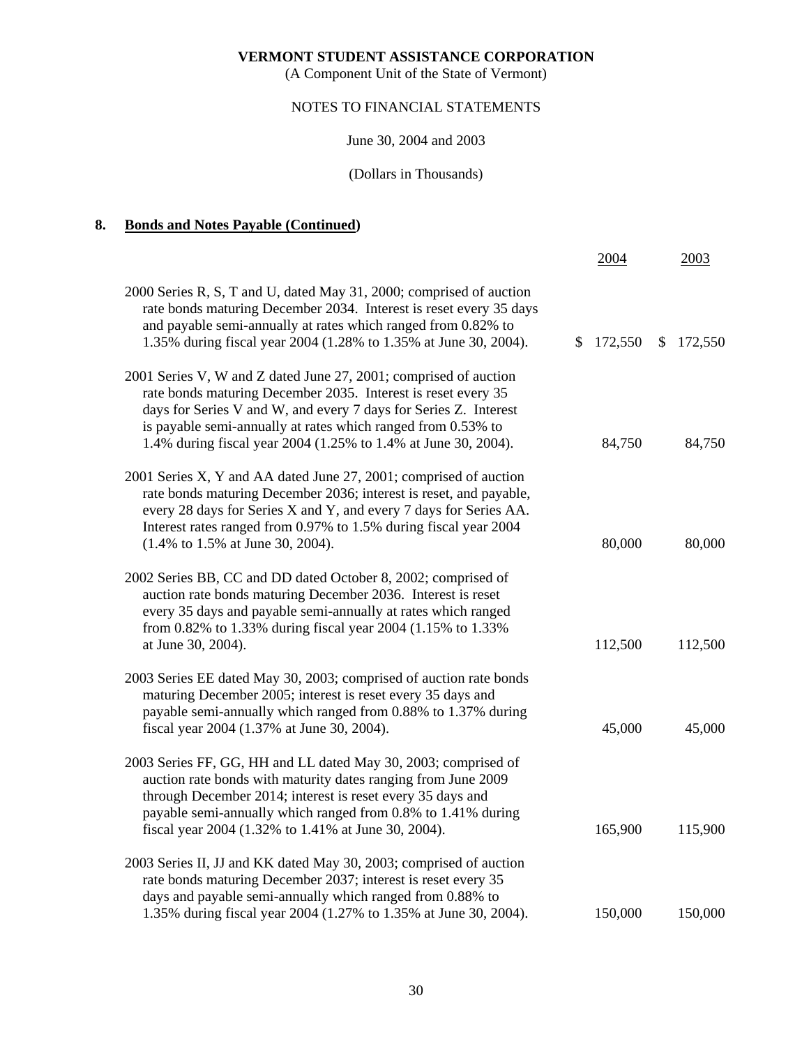**VERMONT STUDENT ASSISTANCE CORPORATION**
(A Component Unit of the State of Vermont)

NOTES TO FINANCIAL STATEMENTS

June 30, 2004 and 2003

(Dollars in Thousands)

## 8. Bonds and Notes Payable (Continued)

| | 2004 | 2003 |
|---|---|---|
| 2000 Series R, S, T and U, dated May 31, 2000; comprised of auction rate bonds maturing December 2034. Interest is reset every 35 days and payable semi-annually at rates which ranged from 0.82% to 1.35% during fiscal year 2004 (1.28% to 1.35% at June 30, 2004). | $ 172,550 | $ 172,550 |
| 2001 Series V, W and Z dated June 27, 2001; comprised of auction rate bonds maturing December 2035. Interest is reset every 35 days for Series V and W, and every 7 days for Series Z. Interest is payable semi-annually at rates which ranged from 0.53% to 1.4% during fiscal year 2004 (1.25% to 1.4% at June 30, 2004). | 84,750 | 84,750 |
| 2001 Series X, Y and AA dated June 27, 2001; comprised of auction rate bonds maturing December 2036; interest is reset, and payable, every 28 days for Series X and Y, and every 7 days for Series AA. Interest rates ranged from 0.97% to 1.5% during fiscal year 2004 (1.4% to 1.5% at June 30, 2004). | 80,000 | 80,000 |
| 2002 Series BB, CC and DD dated October 8, 2002; comprised of auction rate bonds maturing December 2036. Interest is reset every 35 days and payable semi-annually at rates which ranged from 0.82% to 1.33% during fiscal year 2004 (1.15% to 1.33% at June 30, 2004). | 112,500 | 112,500 |
| 2003 Series EE dated May 30, 2003; comprised of auction rate bonds maturing December 2005; interest is reset every 35 days and payable semi-annually which ranged from 0.88% to 1.37% during fiscal year 2004 (1.37% at June 30, 2004). | 45,000 | 45,000 |
| 2003 Series FF, GG, HH and LL dated May 30, 2003; comprised of auction rate bonds with maturity dates ranging from June 2009 through December 2014; interest is reset every 35 days and payable semi-annually which ranged from 0.8% to 1.41% during fiscal year 2004 (1.32% to 1.41% at June 30, 2004). | 165,900 | 115,900 |
| 2003 Series II, JJ and KK dated May 30, 2003; comprised of auction rate bonds maturing December 2037; interest is reset every 35 days and payable semi-annually which ranged from 0.88% to 1.35% during fiscal year 2004 (1.27% to 1.35% at June 30, 2004). | 150,000 | 150,000 |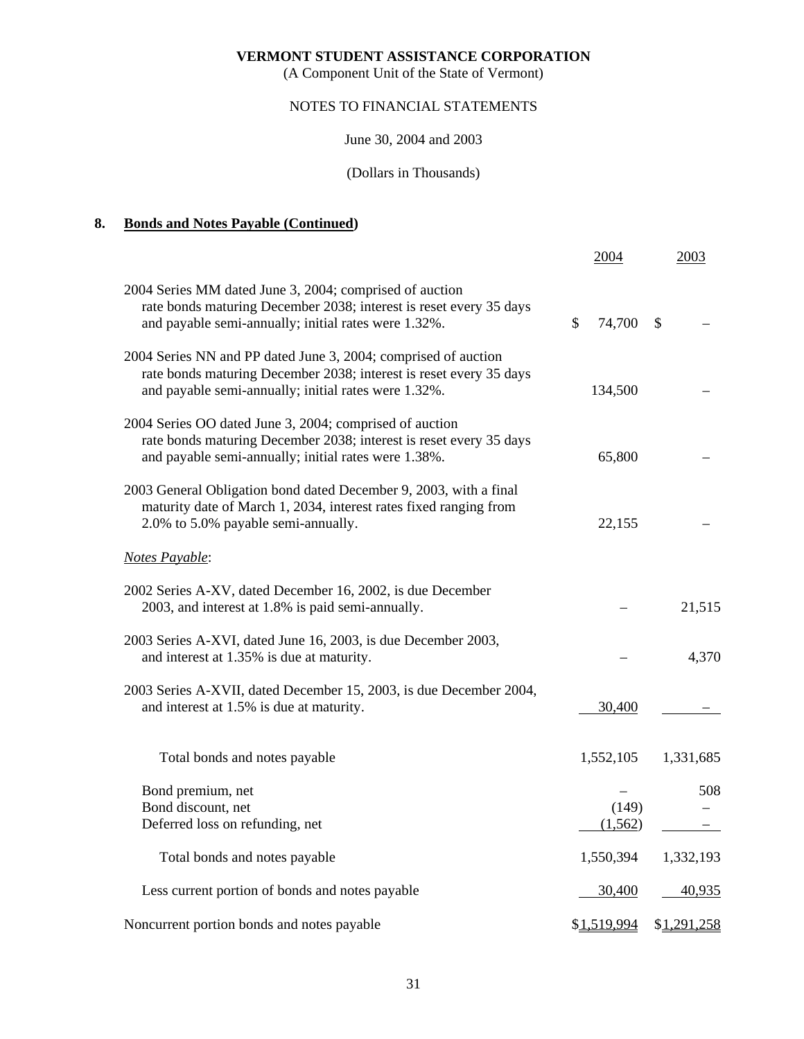**VERMONT STUDENT ASSISTANCE CORPORATION**
(A Component Unit of the State of Vermont)

NOTES TO FINANCIAL STATEMENTS

June 30, 2004 and 2003

(Dollars in Thousands)

## 8. Bonds and Notes Payable (Continued)

| | 2004 | 2003 |
|---|---|---|
| 2004 Series MM dated June 3, 2004; comprised of auction rate bonds maturing December 2038; interest is reset every 35 days and payable semi-annually; initial rates were 1.32%. | $ 74,700 | $ – |
| 2004 Series NN and PP dated June 3, 2004; comprised of auction rate bonds maturing December 2038; interest is reset every 35 days and payable semi-annually; initial rates were 1.32%. | 134,500 | – |
| 2004 Series OO dated June 3, 2004; comprised of auction rate bonds maturing December 2038; interest is reset every 35 days and payable semi-annually; initial rates were 1.38%. | 65,800 | – |
| 2003 General Obligation bond dated December 9, 2003, with a final maturity date of March 1, 2034, interest rates fixed ranging from 2.0% to 5.0% payable semi-annually. | 22,155 | – |
| *Notes Payable*: | | |
| 2002 Series A-XV, dated December 16, 2002, is due December 2003, and interest at 1.8% is paid semi-annually. | – | 21,515 |
| 2003 Series A-XVI, dated June 16, 2003, is due December 2003, and interest at 1.35% is due at maturity. | – | 4,370 |
| 2003 Series A-XVII, dated December 15, 2003, is due December 2004, and interest at 1.5% is due at maturity. | 30,400 | – |
| Total bonds and notes payable | 1,552,105 | 1,331,685 |
| Bond premium, net | – | 508 |
| Bond discount, net | (149) | – |
| Deferred loss on refunding, net | (1,562) | – |
| Total bonds and notes payable | 1,550,394 | 1,332,193 |
| Less current portion of bonds and notes payable | 30,400 | 40,935 |
| Noncurrent portion bonds and notes payable | $1,519,994 | $1,291,258 |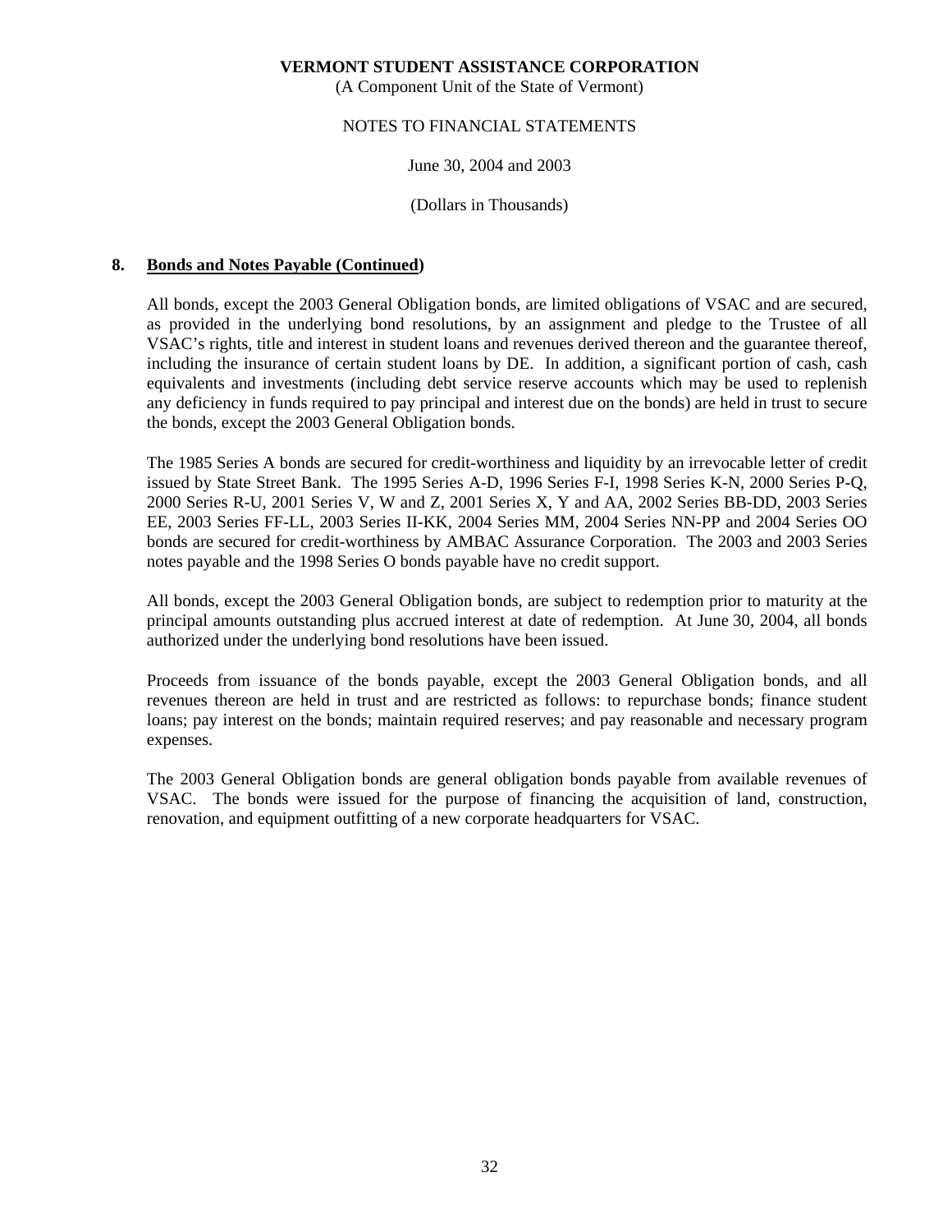**VERMONT STUDENT ASSISTANCE CORPORATION**
(A Component Unit of the State of Vermont)

NOTES TO FINANCIAL STATEMENTS

June 30, 2004 and 2003

(Dollars in Thousands)

## 8. Bonds and Notes Payable (Continued)

All bonds, except the 2003 General Obligation bonds, are limited obligations of VSAC and are secured, as provided in the underlying bond resolutions, by an assignment and pledge to the Trustee of all VSAC's rights, title and interest in student loans and revenues derived thereon and the guarantee thereof, including the insurance of certain student loans by DE. In addition, a significant portion of cash, cash equivalents and investments (including debt service reserve accounts which may be used to replenish any deficiency in funds required to pay principal and interest due on the bonds) are held in trust to secure the bonds, except the 2003 General Obligation bonds.

The 1985 Series A bonds are secured for credit-worthiness and liquidity by an irrevocable letter of credit issued by State Street Bank. The 1995 Series A-D, 1996 Series F-I, 1998 Series K-N, 2000 Series P-Q, 2000 Series R-U, 2001 Series V, W and Z, 2001 Series X, Y and AA, 2002 Series BB-DD, 2003 Series EE, 2003 Series FF-LL, 2003 Series II-KK, 2004 Series MM, 2004 Series NN-PP and 2004 Series OO bonds are secured for credit-worthiness by AMBAC Assurance Corporation. The 2003 and 2003 Series notes payable and the 1998 Series O bonds payable have no credit support.

All bonds, except the 2003 General Obligation bonds, are subject to redemption prior to maturity at the principal amounts outstanding plus accrued interest at date of redemption. At June 30, 2004, all bonds authorized under the underlying bond resolutions have been issued.

Proceeds from issuance of the bonds payable, except the 2003 General Obligation bonds, and all revenues thereon are held in trust and are restricted as follows: to repurchase bonds; finance student loans; pay interest on the bonds; maintain required reserves; and pay reasonable and necessary program expenses.

The 2003 General Obligation bonds are general obligation bonds payable from available revenues of VSAC. The bonds were issued for the purpose of financing the acquisition of land, construction, renovation, and equipment outfitting of a new corporate headquarters for VSAC.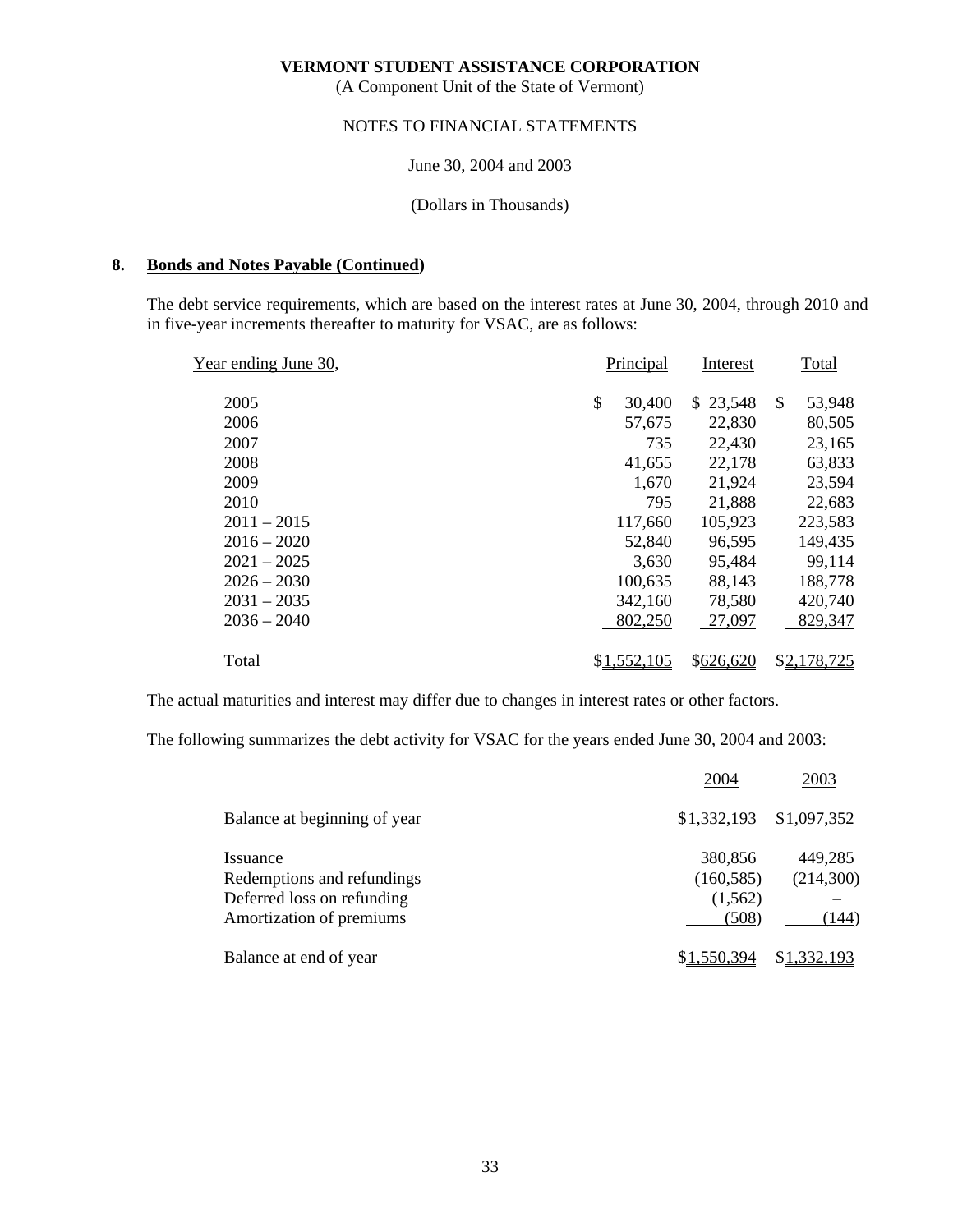**VERMONT STUDENT ASSISTANCE CORPORATION**
(A Component Unit of the State of Vermont)

NOTES TO FINANCIAL STATEMENTS

June 30, 2004 and 2003

(Dollars in Thousands)

## 8. Bonds and Notes Payable (Continued)

The debt service requirements, which are based on the interest rates at June 30, 2004, through 2010 and in five-year increments thereafter to maturity for VSAC, are as follows:

| Year ending June 30, | Principal | Interest | Total |
|---|---|---|---|
| 2005 | $ 30,400 | $ 23,548 | $ 53,948 |
| 2006 | 57,675 | 22,830 | 80,505 |
| 2007 | 735 | 22,430 | 23,165 |
| 2008 | 41,655 | 22,178 | 63,833 |
| 2009 | 1,670 | 21,924 | 23,594 |
| 2010 | 795 | 21,888 | 22,683 |
| 2011 – 2015 | 117,660 | 105,923 | 223,583 |
| 2016 – 2020 | 52,840 | 96,595 | 149,435 |
| 2021 – 2025 | 3,630 | 95,484 | 99,114 |
| 2026 – 2030 | 100,635 | 88,143 | 188,778 |
| 2031 – 2035 | 342,160 | 78,580 | 420,740 |
| 2036 – 2040 | 802,250 | 27,097 | 829,347 |
| Total | $1,552,105 | $626,620 | $2,178,725 |

The actual maturities and interest may differ due to changes in interest rates or other factors.

The following summarizes the debt activity for VSAC for the years ended June 30, 2004 and 2003:

| | 2004 | 2003 |
|---|---|---|
| Balance at beginning of year | $1,332,193 | $1,097,352 |
| Issuance | 380,856 | 449,285 |
| Redemptions and refundings | (160,585) | (214,300) |
| Deferred loss on refunding | (1,562) | – |
| Amortization of premiums | (508) | (144) |
| Balance at end of year | $1,550,394 | $1,332,193 |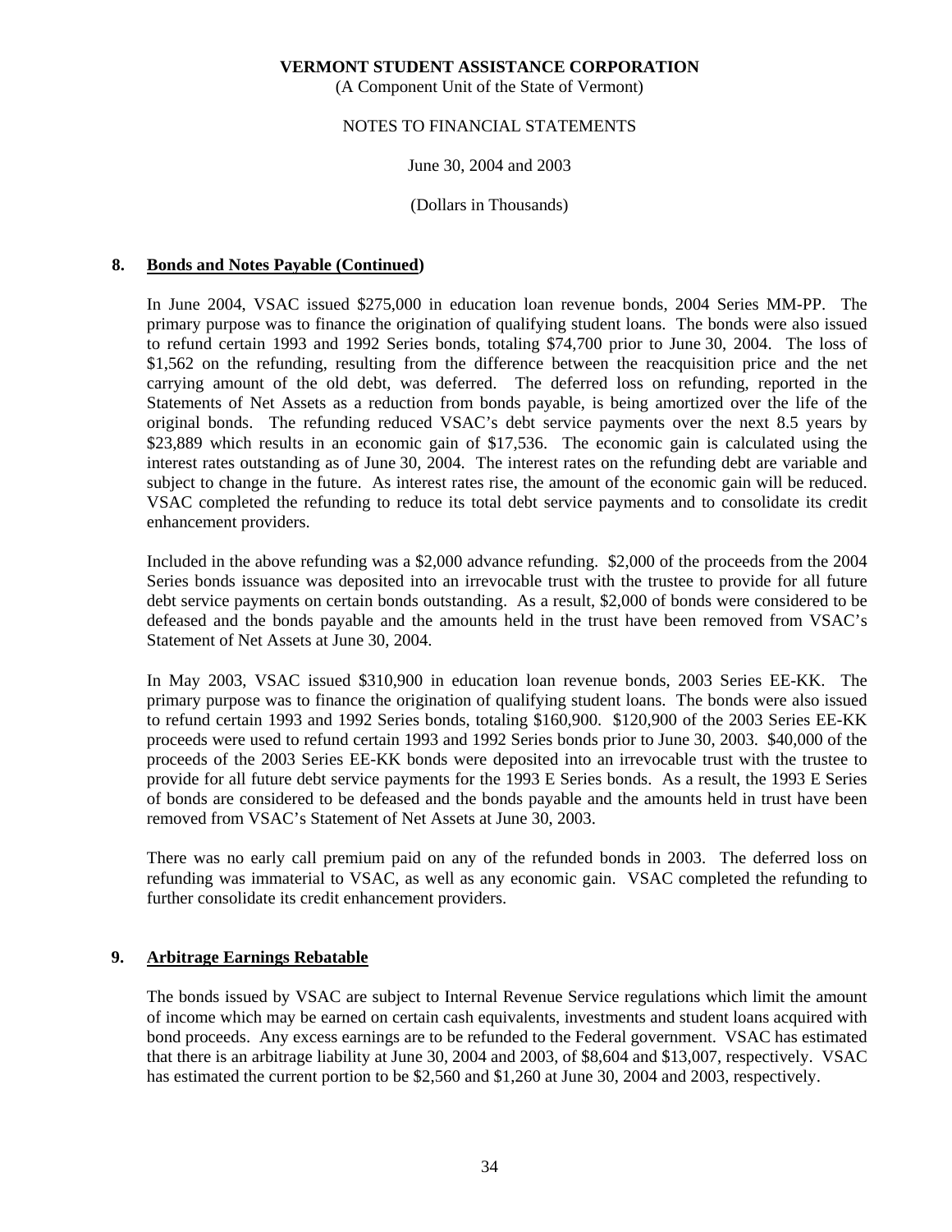## 8. Bonds and Notes Payable (Continued)

In June 2004, VSAC issued $275,000 in education loan revenue bonds, 2004 Series MM-PP. The primary purpose was to finance the origination of qualifying student loans. The bonds were also issued to refund certain 1993 and 1992 Series bonds, totaling $74,700 prior to June 30, 2004. The loss of $1,562 on the refunding, resulting from the difference between the reacquisition price and the net carrying amount of the old debt, was deferred. The deferred loss on refunding, reported in the Statements of Net Assets as a reduction from bonds payable, is being amortized over the life of the original bonds. The refunding reduced VSAC's debt service payments over the next 8.5 years by $23,889 which results in an economic gain of $17,536. The economic gain is calculated using the interest rates outstanding as of June 30, 2004. The interest rates on the refunding debt are variable and subject to change in the future. As interest rates rise, the amount of the economic gain will be reduced. VSAC completed the refunding to reduce its total debt service payments and to consolidate its credit enhancement providers.

Included in the above refunding was a $2,000 advance refunding. $2,000 of the proceeds from the 2004 Series bonds issuance was deposited into an irrevocable trust with the trustee to provide for all future debt service payments on certain bonds outstanding. As a result, $2,000 of bonds were considered to be defeased and the bonds payable and the amounts held in the trust have been removed from VSAC's Statement of Net Assets at June 30, 2004.

In May 2003, VSAC issued $310,900 in education loan revenue bonds, 2003 Series EE-KK. The primary purpose was to finance the origination of qualifying student loans. The bonds were also issued to refund certain 1993 and 1992 Series bonds, totaling $160,900. $120,900 of the 2003 Series EE-KK proceeds were used to refund certain 1993 and 1992 Series bonds prior to June 30, 2003. $40,000 of the proceeds of the 2003 Series EE-KK bonds were deposited into an irrevocable trust with the trustee to provide for all future debt service payments for the 1993 E Series bonds. As a result, the 1993 E Series of bonds are considered to be defeased and the bonds payable and the amounts held in trust have been removed from VSAC's Statement of Net Assets at June 30, 2003.

There was no early call premium paid on any of the refunded bonds in 2003. The deferred loss on refunding was immaterial to VSAC, as well as any economic gain. VSAC completed the refunding to further consolidate its credit enhancement providers.

## 9. Arbitrage Earnings Rebatable

The bonds issued by VSAC are subject to Internal Revenue Service regulations which limit the amount of income which may be earned on certain cash equivalents, investments and student loans acquired with bond proceeds. Any excess earnings are to be refunded to the Federal government. VSAC has estimated that there is an arbitrage liability at June 30, 2004 and 2003, of $8,604 and $13,007, respectively. VSAC has estimated the current portion to be $2,560 and $1,260 at June 30, 2004 and 2003, respectively.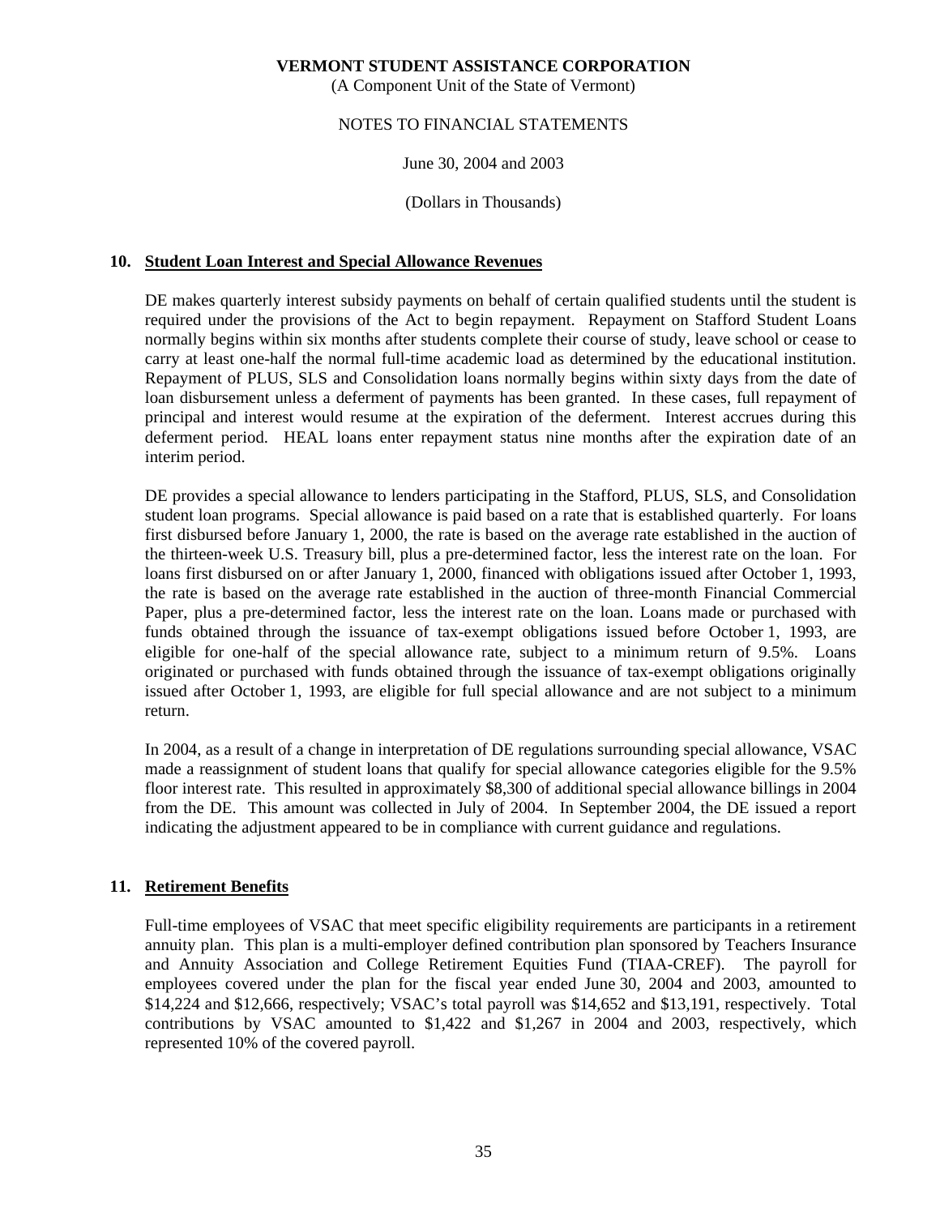**VERMONT STUDENT ASSISTANCE CORPORATION**
(A Component Unit of the State of Vermont)

NOTES TO FINANCIAL STATEMENTS

June 30, 2004 and 2003

(Dollars in Thousands)

## 10. Student Loan Interest and Special Allowance Revenues

DE makes quarterly interest subsidy payments on behalf of certain qualified students until the student is required under the provisions of the Act to begin repayment. Repayment on Stafford Student Loans normally begins within six months after students complete their course of study, leave school or cease to carry at least one-half the normal full-time academic load as determined by the educational institution. Repayment of PLUS, SLS and Consolidation loans normally begins within sixty days from the date of loan disbursement unless a deferment of payments has been granted. In these cases, full repayment of principal and interest would resume at the expiration of the deferment. Interest accrues during this deferment period. HEAL loans enter repayment status nine months after the expiration date of an interim period.

DE provides a special allowance to lenders participating in the Stafford, PLUS, SLS, and Consolidation student loan programs. Special allowance is paid based on a rate that is established quarterly. For loans first disbursed before January 1, 2000, the rate is based on the average rate established in the auction of the thirteen-week U.S. Treasury bill, plus a pre-determined factor, less the interest rate on the loan. For loans first disbursed on or after January 1, 2000, financed with obligations issued after October 1, 1993, the rate is based on the average rate established in the auction of three-month Financial Commercial Paper, plus a pre-determined factor, less the interest rate on the loan. Loans made or purchased with funds obtained through the issuance of tax-exempt obligations issued before October 1, 1993, are eligible for one-half of the special allowance rate, subject to a minimum return of 9.5%. Loans originated or purchased with funds obtained through the issuance of tax-exempt obligations originally issued after October 1, 1993, are eligible for full special allowance and are not subject to a minimum return.

In 2004, as a result of a change in interpretation of DE regulations surrounding special allowance, VSAC made a reassignment of student loans that qualify for special allowance categories eligible for the 9.5% floor interest rate. This resulted in approximately $8,300 of additional special allowance billings in 2004 from the DE. This amount was collected in July of 2004. In September 2004, the DE issued a report indicating the adjustment appeared to be in compliance with current guidance and regulations.

## 11. Retirement Benefits

Full-time employees of VSAC that meet specific eligibility requirements are participants in a retirement annuity plan. This plan is a multi-employer defined contribution plan sponsored by Teachers Insurance and Annuity Association and College Retirement Equities Fund (TIAA-CREF). The payroll for employees covered under the plan for the fiscal year ended June 30, 2004 and 2003, amounted to $14,224 and $12,666, respectively; VSAC's total payroll was $14,652 and $13,191, respectively. Total contributions by VSAC amounted to $1,422 and $1,267 in 2004 and 2003, respectively, which represented 10% of the covered payroll.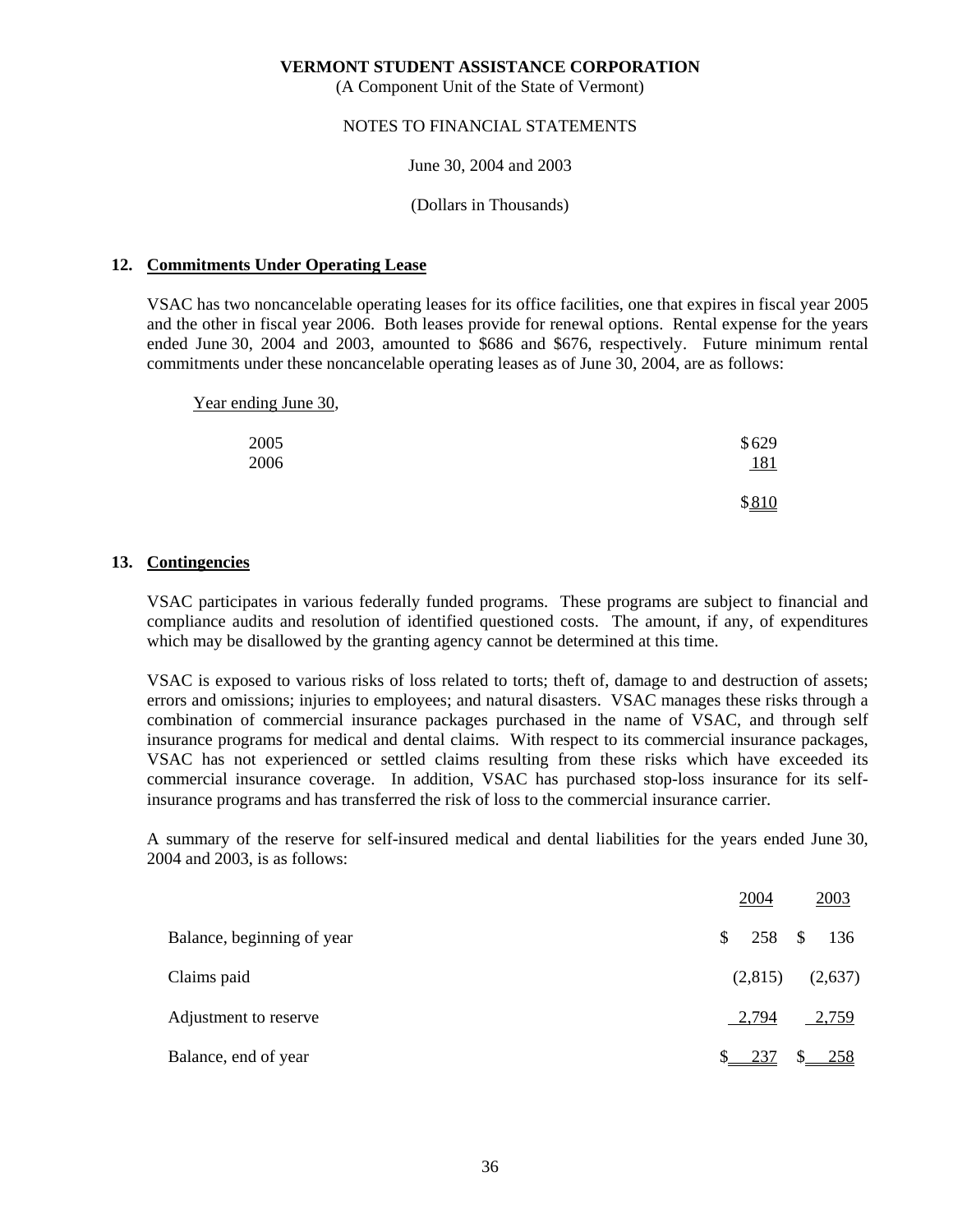**VERMONT STUDENT ASSISTANCE CORPORATION**

(A Component Unit of the State of Vermont)

NOTES TO FINANCIAL STATEMENTS

June 30, 2004 and 2003

(Dollars in Thousands)

## 12. Commitments Under Operating Lease

VSAC has two noncancelable operating leases for its office facilities, one that expires in fiscal year 2005 and the other in fiscal year 2006. Both leases provide for renewal options. Rental expense for the years ended June 30, 2004 and 2003, amounted to $686 and $676, respectively. Future minimum rental commitments under these noncancelable operating leases as of June 30, 2004, are as follows:

| Year ending June 30, | |
|---|---|
| 2005 | $629 |
| 2006 | 181 |
| | $810 |

## 13. Contingencies

VSAC participates in various federally funded programs. These programs are subject to financial and compliance audits and resolution of identified questioned costs. The amount, if any, of expenditures which may be disallowed by the granting agency cannot be determined at this time.

VSAC is exposed to various risks of loss related to torts; theft of, damage to and destruction of assets; errors and omissions; injuries to employees; and natural disasters. VSAC manages these risks through a combination of commercial insurance packages purchased in the name of VSAC, and through self insurance programs for medical and dental claims. With respect to its commercial insurance packages, VSAC has not experienced or settled claims resulting from these risks which have exceeded its commercial insurance coverage. In addition, VSAC has purchased stop-loss insurance for its self-insurance programs and has transferred the risk of loss to the commercial insurance carrier.

A summary of the reserve for self-insured medical and dental liabilities for the years ended June 30, 2004 and 2003, is as follows:

| | 2004 | 2003 |
|---|---|---|
| Balance, beginning of year | $ 258 | $ 136 |
| Claims paid | (2,815) | (2,637) |
| Adjustment to reserve | 2,794 | 2,759 |
| Balance, end of year | $ 237 | $ 258 |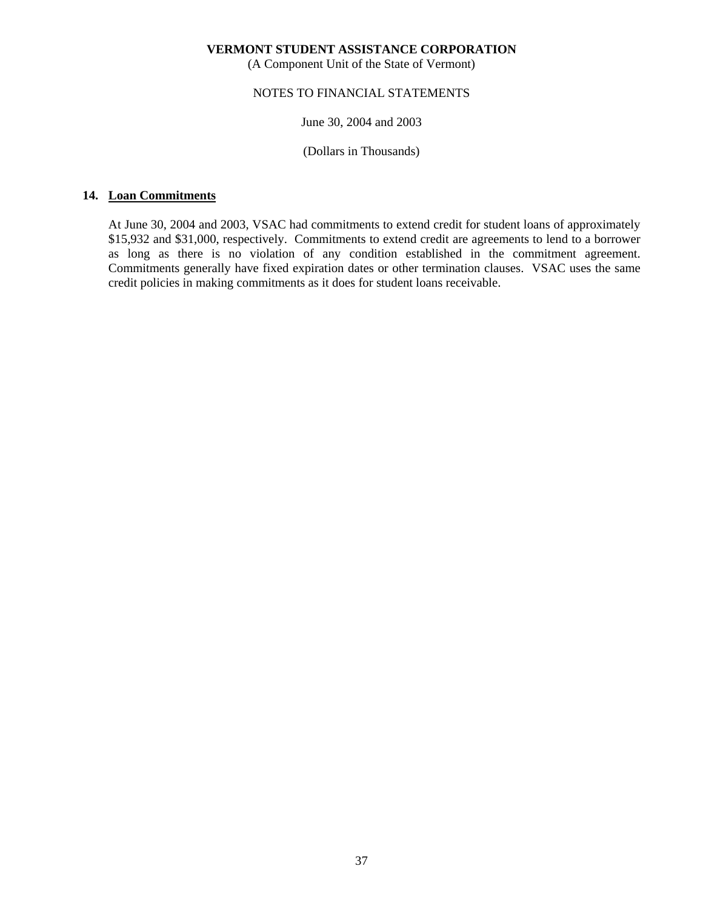**VERMONT STUDENT ASSISTANCE CORPORATION**
(A Component Unit of the State of Vermont)

NOTES TO FINANCIAL STATEMENTS

June 30, 2004 and 2003

(Dollars in Thousands)

## 14. Loan Commitments

At June 30, 2004 and 2003, VSAC had commitments to extend credit for student loans of approximately $15,932 and $31,000, respectively. Commitments to extend credit are agreements to lend to a borrower as long as there is no violation of any condition established in the commitment agreement. Commitments generally have fixed expiration dates or other termination clauses. VSAC uses the same credit policies in making commitments as it does for student loans receivable.